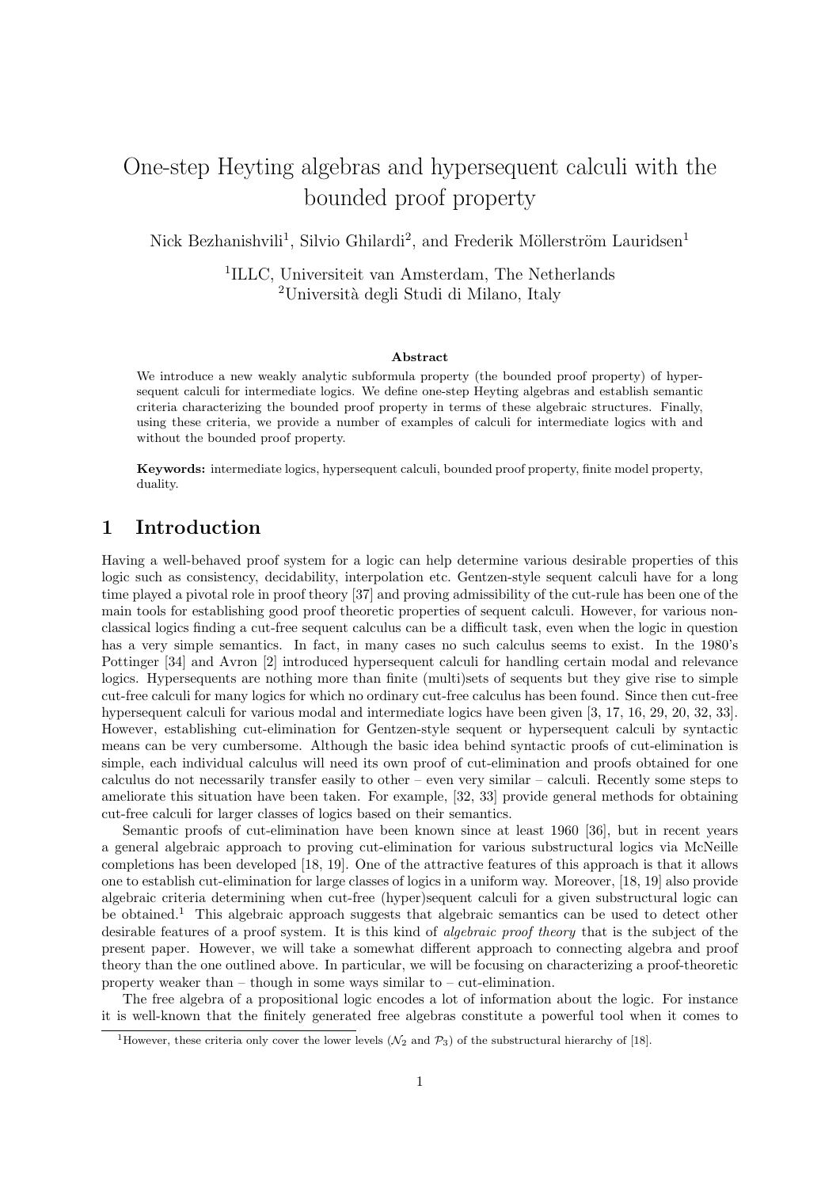# One-step Heyting algebras and hypersequent calculi with the bounded proof property

Nick Bezhanishvili[1], Silvio Ghilardi[2], and Frederik Möllerström Lauridsen[1]

[1]ILLC, Universiteit van Amsterdam, The Netherlands
[2]Università degli Studi di Milano, Italy

**Abstract**

We introduce a new weakly analytic subformula property (the bounded proof property) of hypersequent calculi for intermediate logics. We define one-step Heyting algebras and establish semantic criteria characterizing the bounded proof property in terms of these algebraic structures. Finally, using these criteria, we provide a number of examples of calculi for intermediate logics with and without the bounded proof property.

**Keywords:** intermediate logics, hypersequent calculi, bounded proof property, finite model property, duality.

## 1 Introduction

Having a well-behaved proof system for a logic can help determine various desirable properties of this logic such as consistency, decidability, interpolation etc. Gentzen-style sequent calculi have for a long time played a pivotal role in proof theory [37] and proving admissibility of the cut-rule has been one of the main tools for establishing good proof theoretic properties of sequent calculi. However, for various non-classical logics finding a cut-free sequent calculus can be a difficult task, even when the logic in question has a very simple semantics. In fact, in many cases no such calculus seems to exist. In the 1980's Pottinger [34] and Avron [2] introduced hypersequent calculi for handling certain modal and relevance logics. Hypersequents are nothing more than finite (multi)sets of sequents but they give rise to simple cut-free calculi for many logics for which no ordinary cut-free calculus has been found. Since then cut-free hypersequent calculi for various modal and intermediate logics have been given [3, 17, 16, 29, 20, 32, 33]. However, establishing cut-elimination for Gentzen-style sequent or hypersequent calculi by syntactic means can be very cumbersome. Although the basic idea behind syntactic proofs of cut-elimination is simple, each individual calculus will need its own proof of cut-elimination and proofs obtained for one calculus do not necessarily transfer easily to other – even very similar – calculi. Recently some steps to ameliorate this situation have been taken. For example, [32, 33] provide general methods for obtaining cut-free calculi for larger classes of logics based on their semantics.

Semantic proofs of cut-elimination have been known since at least 1960 [36], but in recent years a general algebraic approach to proving cut-elimination for various substructural logics via McNeille completions has been developed [18, 19]. One of the attractive features of this approach is that it allows one to establish cut-elimination for large classes of logics in a uniform way. Moreover, [18, 19] also provide algebraic criteria determining when cut-free (hyper)sequent calculi for a given substructural logic can be obtained.[1] This algebraic approach suggests that algebraic semantics can be used to detect other desirable features of a proof system. It is this kind of *algebraic proof theory* that is the subject of the present paper. However, we will take a somewhat different approach to connecting algebra and proof theory than the one outlined above. In particular, we will be focusing on characterizing a proof-theoretic property weaker than – though in some ways similar to – cut-elimination.

The free algebra of a propositional logic encodes a lot of information about the logic. For instance it is well-known that the finitely generated free algebras constitute a powerful tool when it comes to

[1]However, these criteria only cover the lower levels ($\mathcal{N}_2$ and $\mathcal{P}_3$) of the substructural hierarchy of [18].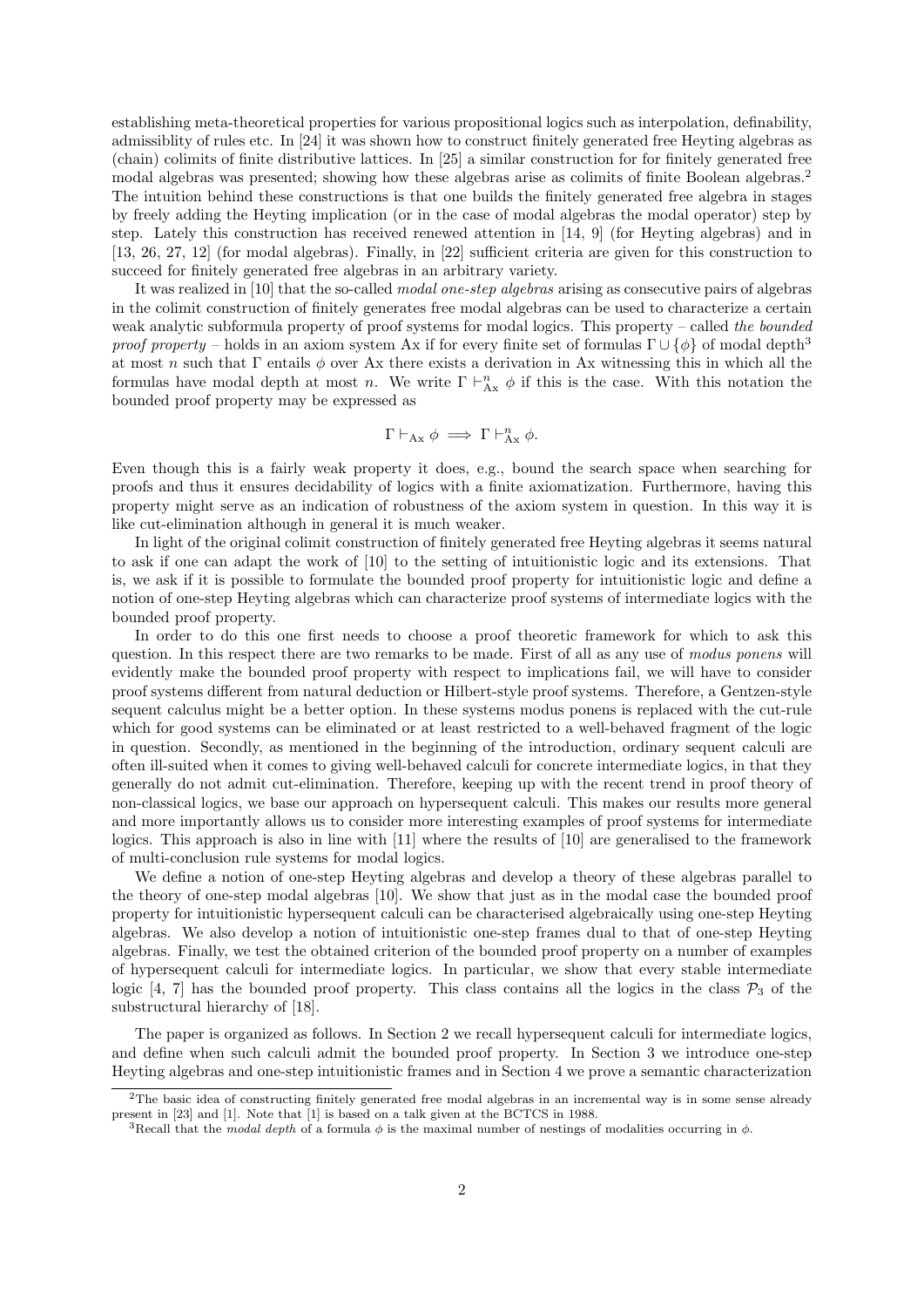establishing meta-theoretical properties for various propositional logics such as interpolation, definability, admissiblity of rules etc. In [24] it was shown how to construct finitely generated free Heyting algebras as (chain) colimits of finite distributive lattices. In [25] a similar construction for for finitely generated free modal algebras was presented; showing how these algebras arise as colimits of finite Boolean algebras.[2] The intuition behind these constructions is that one builds the finitely generated free algebra in stages by freely adding the Heyting implication (or in the case of modal algebras the modal operator) step by step. Lately this construction has received renewed attention in [14, 9] (for Heyting algebras) and in [13, 26, 27, 12] (for modal algebras). Finally, in [22] sufficient criteria are given for this construction to succeed for finitely generated free algebras in an arbitrary variety.

It was realized in [10] that the so-called *modal one-step algebras* arising as consecutive pairs of algebras in the colimit construction of finitely generates free modal algebras can be used to characterize a certain weak analytic subformula property of proof systems for modal logics. This property – called *the bounded proof property* – holds in an axiom system Ax if for every finite set of formulas $\Gamma \cup \{\phi\}$ of modal depth[3] at most $n$ such that $\Gamma$ entails $\phi$ over Ax there exists a derivation in Ax witnessing this in which all the formulas have modal depth at most $n$. We write $\Gamma \vdash^n_{\mathrm{Ax}} \phi$ if this is the case. With this notation the bounded proof property may be expressed as

$$\Gamma \vdash_{\mathrm{Ax}} \phi \implies \Gamma \vdash^n_{\mathrm{Ax}} \phi.$$

Even though this is a fairly weak property it does, e.g., bound the search space when searching for proofs and thus it ensures decidability of logics with a finite axiomatization. Furthermore, having this property might serve as an indication of robustness of the axiom system in question. In this way it is like cut-elimination although in general it is much weaker.

In light of the original colimit construction of finitely generated free Heyting algebras it seems natural to ask if one can adapt the work of [10] to the setting of intuitionistic logic and its extensions. That is, we ask if it is possible to formulate the bounded proof property for intuitionistic logic and define a notion of one-step Heyting algebras which can characterize proof systems of intermediate logics with the bounded proof property.

In order to do this one first needs to choose a proof theoretic framework for which to ask this question. In this respect there are two remarks to be made. First of all as any use of *modus ponens* will evidently make the bounded proof property with respect to implications fail, we will have to consider proof systems different from natural deduction or Hilbert-style proof systems. Therefore, a Gentzen-style sequent calculus might be a better option. In these systems modus ponens is replaced with the cut-rule which for good systems can be eliminated or at least restricted to a well-behaved fragment of the logic in question. Secondly, as mentioned in the beginning of the introduction, ordinary sequent calculi are often ill-suited when it comes to giving well-behaved calculi for concrete intermediate logics, in that they generally do not admit cut-elimination. Therefore, keeping up with the recent trend in proof theory of non-classical logics, we base our approach on hypersequent calculi. This makes our results more general and more importantly allows us to consider more interesting examples of proof systems for intermediate logics. This approach is also in line with [11] where the results of [10] are generalised to the framework of multi-conclusion rule systems for modal logics.

We define a notion of one-step Heyting algebras and develop a theory of these algebras parallel to the theory of one-step modal algebras [10]. We show that just as in the modal case the bounded proof property for intuitionistic hypersequent calculi can be characterised algebraically using one-step Heyting algebras. We also develop a notion of intuitionistic one-step frames dual to that of one-step Heyting algebras. Finally, we test the obtained criterion of the bounded proof property on a number of examples of hypersequent calculi for intermediate logics. In particular, we show that every stable intermediate logic [4, 7] has the bounded proof property. This class contains all the logics in the class $\mathcal{P}_3$ of the substructural hierarchy of [18].

The paper is organized as follows. In Section 2 we recall hypersequent calculi for intermediate logics, and define when such calculi admit the bounded proof property. In Section 3 we introduce one-step Heyting algebras and one-step intuitionistic frames and in Section 4 we prove a semantic characterization

[2] The basic idea of constructing finitely generated free modal algebras in an incremental way is in some sense already present in [23] and [1]. Note that [1] is based on a talk given at the BCTCS in 1988.

[3] Recall that the *modal depth* of a formula $\phi$ is the maximal number of nestings of modalities occurring in $\phi$.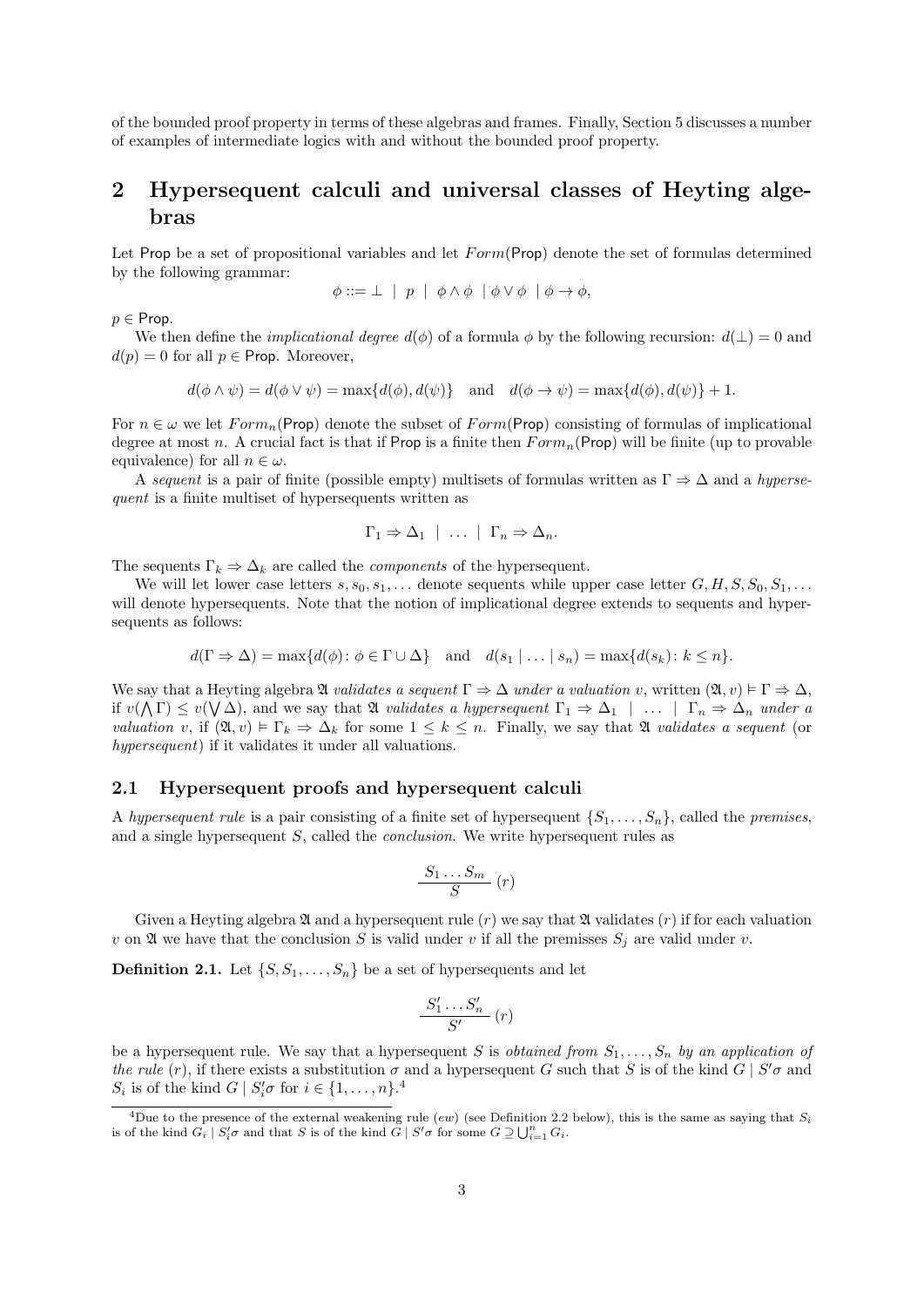of the bounded proof property in terms of these algebras and frames. Finally, Section 5 discusses a number of examples of intermediate logics with and without the bounded proof property.

## 2 Hypersequent calculi and universal classes of Heyting algebras

Let $\mathsf{Prop}$ be a set of propositional variables and let $Form(\mathsf{Prop})$ denote the set of formulas determined by the following grammar:

$$\phi ::= \bot \ | \ p \ | \ \phi \wedge \phi \ | \phi \vee \phi \ | \phi \to \phi,$$

$p \in \mathsf{Prop}$.

We then define the *implicational degree* $d(\phi)$ of a formula $\phi$ by the following recursion: $d(\bot) = 0$ and $d(p) = 0$ for all $p \in \mathsf{Prop}$. Moreover,

$$d(\phi \wedge \psi) = d(\phi \vee \psi) = \max\{d(\phi), d(\psi)\} \quad \text{and} \quad d(\phi \to \psi) = \max\{d(\phi), d(\psi)\} + 1.$$

For $n \in \omega$ we let $Form_n(\mathsf{Prop})$ denote the subset of $Form(\mathsf{Prop})$ consisting of formulas of implicational degree at most $n$. A crucial fact is that if $\mathsf{Prop}$ is a finite then $Form_n(\mathsf{Prop})$ will be finite (up to provable equivalence) for all $n \in \omega$.

A *sequent* is a pair of finite (possible empty) multisets of formulas written as $\Gamma \Rightarrow \Delta$ and a *hypersequent* is a finite multiset of hypersequents written as

$$\Gamma_1 \Rightarrow \Delta_1 \ | \ \ldots \ | \ \Gamma_n \Rightarrow \Delta_n.$$

The sequents $\Gamma_k \Rightarrow \Delta_k$ are called the *components* of the hypersequent.

We will let lower case letters $s, s_0, s_1, \ldots$ denote sequents while upper case letter $G, H, S, S_0, S_1, \ldots$ will denote hypersequents. Note that the notion of implicational degree extends to sequents and hypersequents as follows:

$$d(\Gamma \Rightarrow \Delta) = \max\{d(\phi) \colon \phi \in \Gamma \cup \Delta\} \quad \text{and} \quad d(s_1 \mid \ldots \mid s_n) = \max\{d(s_k) \colon k \leq n\}.$$

We say that a Heyting algebra $\mathfrak{A}$ *validates a sequent* $\Gamma \Rightarrow \Delta$ *under a valuation* $v$, written $(\mathfrak{A}, v) \vDash \Gamma \Rightarrow \Delta$, if $v(\bigwedge \Gamma) \leq v(\bigvee \Delta)$, and we say that $\mathfrak{A}$ *validates a hypersequent* $\Gamma_1 \Rightarrow \Delta_1 \ | \ \ldots \ | \ \Gamma_n \Rightarrow \Delta_n$ *under a valuation* $v$, if $(\mathfrak{A}, v) \vDash \Gamma_k \Rightarrow \Delta_k$ for some $1 \leq k \leq n$. Finally, we say that $\mathfrak{A}$ *validates a sequent* (or *hypersequent*) if it validates it under all valuations.

### 2.1 Hypersequent proofs and hypersequent calculi

A *hypersequent rule* is a pair consisting of a finite set of hypersequent $\{S_1, \ldots, S_n\}$, called the *premises*, and a single hypersequent $S$, called the *conclusion*. We write hypersequent rules as

$$\frac{S_1 \ldots S_m}{S} \, (r)$$

Given a Heyting algebra $\mathfrak{A}$ and a hypersequent rule $(r)$ we say that $\mathfrak{A}$ validates $(r)$ if for each valuation $v$ on $\mathfrak{A}$ we have that the conclusion $S$ is valid under $v$ if all the premisses $S_j$ are valid under $v$.

**Definition 2.1.** Let $\{S, S_1, \ldots, S_n\}$ be a set of hypersequents and let

$$\frac{S'_1 \ldots S'_n}{S'} \, (r)$$

be a hypersequent rule. We say that a hypersequent $S$ is *obtained from* $S_1, \ldots, S_n$ *by an application of the rule* $(r)$, if there exists a substitution $\sigma$ and a hypersequent $G$ such that $S$ is of the kind $G \mid S'\sigma$ and $S_i$ is of the kind $G \mid S'_i\sigma$ for $i \in \{1, \ldots, n\}$.[4]

[4] Due to the presence of the external weakening rule $(ew)$ (see Definition 2.2 below), this is the same as saying that $S_i$ is of the kind $G_i \mid S'_i\sigma$ and that $S$ is of the kind $G \mid S'\sigma$ for some $G \supseteq \bigcup_{i=1}^{n} G_i$.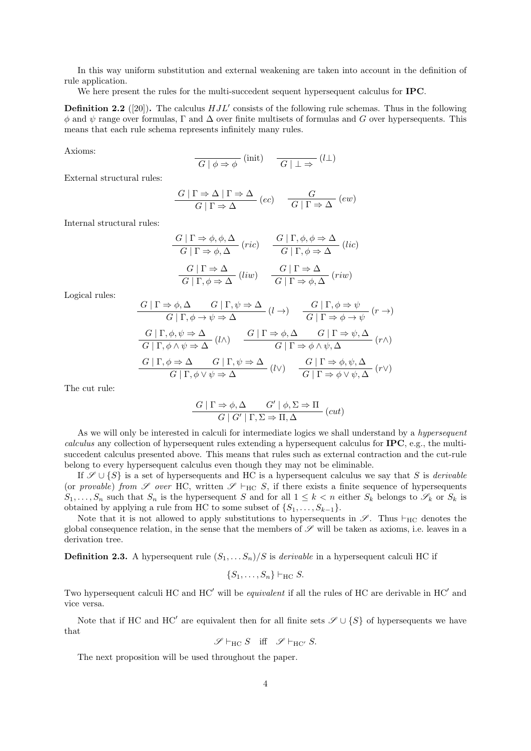In this way uniform substitution and external weakening are taken into account in the definition of rule application.

We here present the rules for the multi-succedent sequent hypersequent calculus for **IPC**.

**Definition 2.2** ([20])**.** The calculus $HJL'$ consists of the following rule schemas. Thus in the following $\phi$ and $\psi$ range over formulas, $\Gamma$ and $\Delta$ over finite multisets of formulas and $G$ over hypersequents. This means that each rule schema represents infinitely many rules.

Axioms:

$$\frac{}{G \mid \phi \Rightarrow \phi}\ (\text{init}) \qquad \frac{}{G \mid \bot \Rightarrow}\ (l\bot)$$

External structural rules:

$$\frac{G \mid \Gamma \Rightarrow \Delta \mid \Gamma \Rightarrow \Delta}{G \mid \Gamma \Rightarrow \Delta}\ (ec) \qquad \frac{G}{G \mid \Gamma \Rightarrow \Delta}\ (ew)$$

Internal structural rules:

$$\frac{G \mid \Gamma \Rightarrow \phi, \phi, \Delta}{G \mid \Gamma \Rightarrow \phi, \Delta}\ (ric) \qquad \frac{G \mid \Gamma, \phi, \phi \Rightarrow \Delta}{G \mid \Gamma, \phi \Rightarrow \Delta}\ (lic)$$

$$\frac{G \mid \Gamma \Rightarrow \Delta}{G \mid \Gamma, \phi \Rightarrow \Delta}\ (liw) \qquad \frac{G \mid \Gamma \Rightarrow \Delta}{G \mid \Gamma \Rightarrow \phi, \Delta}\ (riw)$$

Logical rules:

$$\frac{G \mid \Gamma \Rightarrow \phi, \Delta \qquad G \mid \Gamma, \psi \Rightarrow \Delta}{G \mid \Gamma, \phi \to \psi \Rightarrow \Delta}\ (l \to) \qquad \frac{G \mid \Gamma, \phi \Rightarrow \psi}{G \mid \Gamma \Rightarrow \phi \to \psi}\ (r \to)$$

$$\frac{G \mid \Gamma, \phi, \psi \Rightarrow \Delta}{G \mid \Gamma, \phi \wedge \psi \Rightarrow \Delta}\ (l\wedge) \qquad \frac{G \mid \Gamma \Rightarrow \phi, \Delta \qquad G \mid \Gamma \Rightarrow \psi, \Delta}{G \mid \Gamma \Rightarrow \phi \wedge \psi, \Delta}\ (r\wedge)$$

$$\frac{G \mid \Gamma, \phi \Rightarrow \Delta \qquad G \mid \Gamma, \psi \Rightarrow \Delta}{G \mid \Gamma, \phi \vee \psi \Rightarrow \Delta}\ (l\vee) \qquad \frac{G \mid \Gamma \Rightarrow \phi, \psi, \Delta}{G \mid \Gamma \Rightarrow \phi \vee \psi, \Delta}\ (r\vee)$$

The cut rule:

$$\frac{G \mid \Gamma \Rightarrow \phi, \Delta \qquad G' \mid \phi, \Sigma \Rightarrow \Pi}{G \mid G' \mid \Gamma, \Sigma \Rightarrow \Pi, \Delta}\ (cut)$$

As we will only be interested in calculi for intermediate logics we shall understand by a *hypersequent calculus* any collection of hypersequent rules extending a hypersequent calculus for **IPC**, e.g., the multi-succedent calculus presented above. This means that rules such as external contraction and the cut-rule belong to every hypersequent calculus even though they may not be eliminable.

If $\mathscr{S} \cup \{S\}$ is a set of hypersequents and HC is a hypersequent calculus we say that $S$ is *derivable* (or *provable*) *from* $\mathscr{S}$ *over* HC, written $\mathscr{S} \vdash_{\text{HC}} S$, if there exists a finite sequence of hypersequents $S_1, \dots, S_n$ such that $S_n$ is the hypersequent $S$ and for all $1 \leq k < n$ either $S_k$ belongs to $\mathscr{S}_k$ or $S_k$ is obtained by applying a rule from HC to some subset of $\{S_1, \dots, S_{k-1}\}$.

Note that it is not allowed to apply substitutions to hypersequents in $\mathscr{S}$. Thus $\vdash_{\text{HC}}$ denotes the global consequence relation, in the sense that the members of $\mathscr{S}$ will be taken as axioms, i.e. leaves in a derivation tree.

**Definition 2.3.** A hypersequent rule $(S_1, \dots S_n)/S$ is *derivable* in a hypersequent calculi HC if

$$\{S_1, \dots, S_n\} \vdash_{\text{HC}} S.$$

Two hypersequent calculi HC and HC$'$ will be *equivalent* if all the rules of HC are derivable in HC$'$ and vice versa.

Note that if HC and HC$'$ are equivalent then for all finite sets $\mathscr{S} \cup \{S\}$ of hypersequents we have that

$$\mathscr{S} \vdash_{\text{HC}} S \quad \text{iff} \quad \mathscr{S} \vdash_{\text{HC}'} S.$$

The next proposition will be used throughout the paper.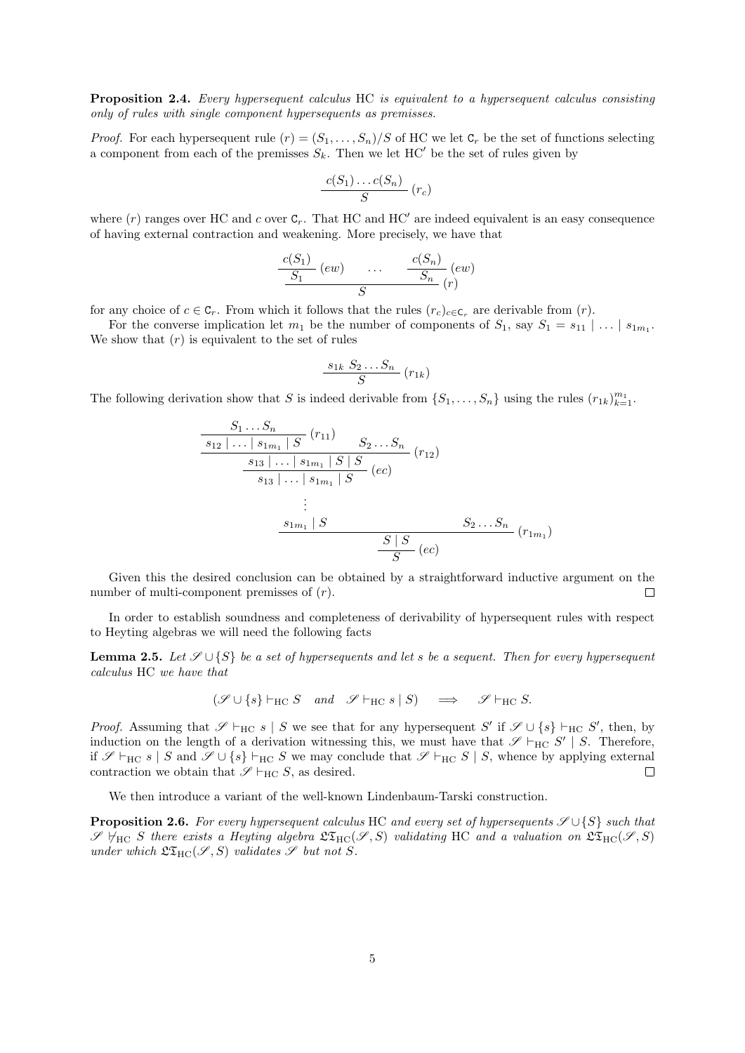**Proposition 2.4.** *Every hypersequent calculus* HC *is equivalent to a hypersequent calculus consisting only of rules with single component hypersequents as premisses.*

*Proof.* For each hypersequent rule $(r) = (S_1, \ldots, S_n)/S$ of HC we let $\mathsf{C}_r$ be the set of functions selecting a component from each of the premisses $S_k$. Then we let HC′ be the set of rules given by

$$\frac{c(S_1) \ldots c(S_n)}{S}\,(r_c)$$

where $(r)$ ranges over HC and $c$ over $\mathsf{C}_r$. That HC and HC′ are indeed equivalent is an easy consequence of having external contraction and weakening. More precisely, we have that

$$\dfrac{\dfrac{c(S_1)}{S_1}\,(ew) \quad \ldots \quad \dfrac{c(S_n)}{S_n}\,(ew)}{S}\,(r)$$

for any choice of $c \in \mathsf{C}_r$. From which it follows that the rules $(r_c)_{c \in \mathsf{C}_r}$ are derivable from $(r)$.

For the converse implication let $m_1$ be the number of components of $S_1$, say $S_1 = s_{11} \mid \ldots \mid s_{1m_1}$. We show that $(r)$ is equivalent to the set of rules

$$\frac{s_{1k}\ S_2 \ldots S_n}{S}\,(r_{1k})$$

The following derivation show that $S$ is indeed derivable from $\{S_1, \ldots, S_n\}$ using the rules $(r_{1k})_{k=1}^{m_1}$.

$$\dfrac{\dfrac{\dfrac{\dfrac{S_1 \ldots S_n}{s_{12} \mid \ldots \mid s_{1m_1} \mid S}\,(r_{11}) \quad S_2 \ldots S_n}{s_{13} \mid \ldots \mid s_{1m_1} \mid S \mid S}\,(r_{12})}{s_{13} \mid \ldots \mid s_{1m_1} \mid S}\,(ec)}{\vdots}$$

$$\dfrac{\dfrac{s_{1m_1} \mid S \qquad\qquad S_2 \ldots S_n}{S \mid S}\,(r_{1m_1})}{S}\,(ec)$$

Given this the desired conclusion can be obtained by a straightforward inductive argument on the number of multi-component premisses of $(r)$. $\square$

In order to establish soundness and completeness of derivability of hypersequent rules with respect to Heyting algebras we will need the following facts

**Lemma 2.5.** *Let $\mathscr{S} \cup \{S\}$ be a set of hypersequents and let $s$ be a sequent. Then for every hypersequent calculus* HC *we have that*

$$(\mathscr{S} \cup \{s\} \vdash_{\mathrm{HC}} S \quad \text{and} \quad \mathscr{S} \vdash_{\mathrm{HC}} s \mid S) \quad \Longrightarrow \quad \mathscr{S} \vdash_{\mathrm{HC}} S.$$

*Proof.* Assuming that $\mathscr{S} \vdash_{\mathrm{HC}} s \mid S$ we see that for any hypersequent $S'$ if $\mathscr{S} \cup \{s\} \vdash_{\mathrm{HC}} S'$, then, by induction on the length of a derivation witnessing this, we must have that $\mathscr{S} \vdash_{\mathrm{HC}} S' \mid S$. Therefore, if $\mathscr{S} \vdash_{\mathrm{HC}} s \mid S$ and $\mathscr{S} \cup \{s\} \vdash_{\mathrm{HC}} S$ we may conclude that $\mathscr{S} \vdash_{\mathrm{HC}} S \mid S$, whence by applying external contraction we obtain that $\mathscr{S} \vdash_{\mathrm{HC}} S$, as desired. $\square$

We then introduce a variant of the well-known Lindenbaum-Tarski construction.

**Proposition 2.6.** *For every hypersequent calculus* HC *and every set of hypersequents $\mathscr{S} \cup \{S\}$ such that $\mathscr{S} \nvdash_{\mathrm{HC}} S$ there exists a Heyting algebra $\mathfrak{LT}_{\mathrm{HC}}(\mathscr{S}, S)$ validating* HC *and a valuation on $\mathfrak{LT}_{\mathrm{HC}}(\mathscr{S}, S)$ under which $\mathfrak{LT}_{\mathrm{HC}}(\mathscr{S}, S)$ validates $\mathscr{S}$ but not $S$.*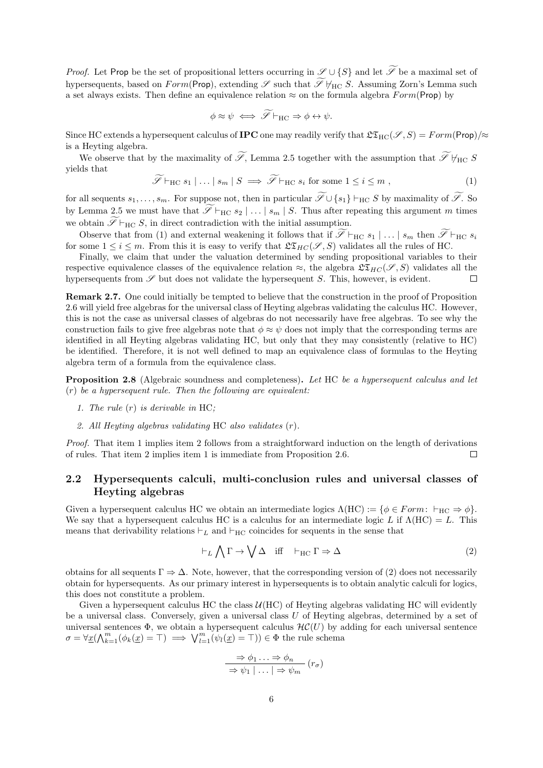*Proof.* Let $\mathsf{Prop}$ be the set of propositional letters occurring in $\mathscr{S} \cup \{S\}$ and let $\widetilde{\mathscr{S}}$ be a maximal set of hypersequents, based on $Form(\mathsf{Prop})$, extending $\mathscr{S}$ such that $\widetilde{\mathscr{S}} \nvdash_{\text{HC}} S$. Assuming Zorn's Lemma such a set always exists. Then define an equivalence relation $\approx$ on the formula algebra $Form(\mathsf{Prop})$ by

$$\phi \approx \psi \iff \widetilde{\mathscr{S}} \vdash_{\text{HC}} \Rightarrow \phi \leftrightarrow \psi.$$

Since HC extends a hypersequent calculus of **IPC** one may readily verify that $\mathfrak{LT}_{\text{HC}}(\mathscr{S}, S) = Form(\mathsf{Prop})/\!\approx$ is a Heyting algebra.

We observe that by the maximality of $\widetilde{\mathscr{S}}$, Lemma 2.5 together with the assumption that $\widetilde{\mathscr{S}} \nvdash_{\text{HC}} S$ yields that

$$\widetilde{\mathscr{S}} \vdash_{\text{HC}} s_1 \mid \ldots \mid s_m \mid S \implies \widetilde{\mathscr{S}} \vdash_{\text{HC}} s_i \text{ for some } 1 \leq i \leq m\ , \tag{1}$$

for all sequents $s_1, \ldots, s_m$. For suppose not, then in particular $\widetilde{\mathscr{S}} \cup \{s_1\} \vdash_{\text{HC}} S$ by maximality of $\widetilde{\mathscr{S}}$. So by Lemma 2.5 we must have that $\widetilde{\mathscr{S}} \vdash_{\text{HC}} s_2 \mid \ldots \mid s_m \mid S$. Thus after repeating this argument $m$ times we obtain $\widetilde{\mathscr{S}} \vdash_{\text{HC}} S$, in direct contradiction with the initial assumption.

Observe that from (1) and external weakening it follows that if $\widetilde{\mathscr{S}} \vdash_{\text{HC}} s_1 \mid \ldots \mid s_m$ then $\widetilde{\mathscr{S}} \vdash_{\text{HC}} s_i$ for some $1 \leq i \leq m$. From this it is easy to verify that $\mathfrak{LT}_{HC}(\mathscr{S}, S)$ validates all the rules of HC.

Finally, we claim that under the valuation determined by sending propositional variables to their respective equivalence classes of the equivalence relation $\approx$, the algebra $\mathfrak{LT}_{HC}(\mathscr{S}, S)$ validates all the hypersequents from $\mathscr{S}$ but does not validate the hypersequent $S$. This, however, is evident. $\square$

**Remark 2.7.** One could initially be tempted to believe that the construction in the proof of Proposition 2.6 will yield free algebras for the universal class of Heyting algebras validating the calculus HC. However, this is not the case as universal classes of algebras do not necessarily have free algebras. To see why the construction fails to give free algebras note that $\phi \approx \psi$ does not imply that the corresponding terms are identified in all Heyting algebras validating HC, but only that they may consistently (relative to HC) be identified. Therefore, it is not well defined to map an equivalence class of formulas to the Heyting algebra term of a formula from the equivalence class.

**Proposition 2.8** (Algebraic soundness and completeness)**.** *Let* HC *be a hypersequent calculus and let* $(r)$ *be a hypersequent rule. Then the following are equivalent:*

1. *The rule* $(r)$ *is derivable in* HC*;*
2. *All Heyting algebras validating* HC *also validates* $(r)$*.*

*Proof.* That item 1 implies item 2 follows from a straightforward induction on the length of derivations of rules. That item 2 implies item 1 is immediate from Proposition 2.6. $\square$

## 2.2 Hypersequents calculi, multi-conclusion rules and universal classes of Heyting algebras

Given a hypersequent calculus HC we obtain an intermediate logics $\Lambda(\text{HC}) := \{\phi \in Form\colon\ \vdash_{\text{HC}} \Rightarrow \phi\}$. We say that a hypersequent calculus HC is a calculus for an intermediate logic $L$ if $\Lambda(\text{HC}) = L$. This means that derivability relations $\vdash_L$ and $\vdash_{\text{HC}}$ coincides for sequents in the sense that

$$\vdash_L \bigwedge \Gamma \to \bigvee \Delta \quad \text{iff} \quad \vdash_{\text{HC}} \Gamma \Rightarrow \Delta \tag{2}$$

obtains for all sequents $\Gamma \Rightarrow \Delta$. Note, however, that the corresponding version of (2) does not necessarily obtain for hypersequents. As our primary interest in hypersequents is to obtain analytic calculi for logics, this does not constitute a problem.

Given a hypersequent calculus HC the class $\mathcal{U}(\text{HC})$ of Heyting algebras validating HC will evidently be a universal class. Conversely, given a universal class $U$ of Heyting algebras, determined by a set of universal sentences $\Phi$, we obtain a hypersequent calculus $\mathcal{HC}(U)$ by adding for each universal sentence $\sigma = \forall \underline{x}(\bigwedge_{k=1}^{m}(\phi_k(\underline{x}) = \top) \implies \bigvee_{l=1}^{m}(\psi_l(\underline{x}) = \top)) \in \Phi$ the rule schema

$$\frac{\Rightarrow \phi_1 \ldots \Rightarrow \phi_n}{\Rightarrow \psi_1 \mid \ldots \mid \Rightarrow \psi_m}\ (r_\sigma)$$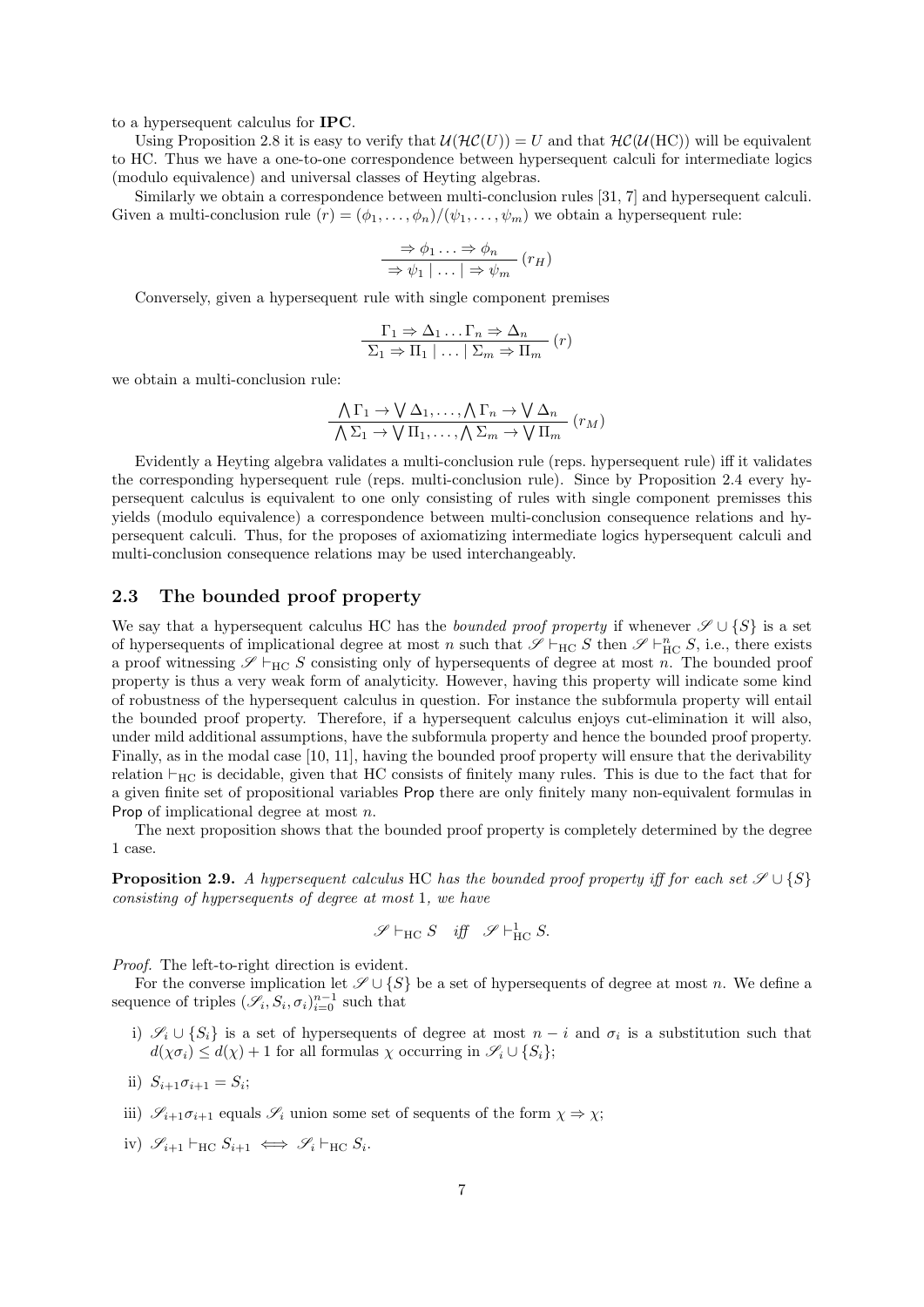to a hypersequent calculus for **IPC**.

Using Proposition 2.8 it is easy to verify that $\mathcal{U}(\mathcal{HC}(U)) = U$ and that $\mathcal{HC}(\mathcal{U}(\mathrm{HC}))$ will be equivalent to HC. Thus we have a one-to-one correspondence between hypersequent calculi for intermediate logics (modulo equivalence) and universal classes of Heyting algebras.

Similarly we obtain a correspondence between multi-conclusion rules [31, 7] and hypersequent calculi. Given a multi-conclusion rule $(r) = (\phi_1, \dots, \phi_n)/(\psi_1, \dots, \psi_m)$ we obtain a hypersequent rule:

$$\frac{\Rightarrow \phi_1 \dots \Rightarrow \phi_n}{\Rightarrow \psi_1 \mid \dots \mid \Rightarrow \psi_m} \ (r_H)$$

Conversely, given a hypersequent rule with single component premises

$$\frac{\Gamma_1 \Rightarrow \Delta_1 \dots \Gamma_n \Rightarrow \Delta_n}{\Sigma_1 \Rightarrow \Pi_1 \mid \dots \mid \Sigma_m \Rightarrow \Pi_m} \ (r)$$

we obtain a multi-conclusion rule:

$$\frac{\bigwedge \Gamma_1 \to \bigvee \Delta_1, \dots, \bigwedge \Gamma_n \to \bigvee \Delta_n}{\bigwedge \Sigma_1 \to \bigvee \Pi_1, \dots, \bigwedge \Sigma_m \to \bigvee \Pi_m} \ (r_M)$$

Evidently a Heyting algebra validates a multi-conclusion rule (reps. hypersequent rule) iff it validates the corresponding hypersequent rule (reps. multi-conclusion rule). Since by Proposition 2.4 every hypersequent calculus is equivalent to one only consisting of rules with single component premisses this yields (modulo equivalence) a correspondence between multi-conclusion consequence relations and hypersequent calculi. Thus, for the proposes of axiomatizing intermediate logics hypersequent calculi and multi-conclusion consequence relations may be used interchangeably.

## 2.3 The bounded proof property

We say that a hypersequent calculus HC has the *bounded proof property* if whenever $\mathscr{S} \cup \{S\}$ is a set of hypersequents of implicational degree at most $n$ such that $\mathscr{S} \vdash_{\mathrm{HC}} S$ then $\mathscr{S} \vdash^n_{\mathrm{HC}} S$, i.e., there exists a proof witnessing $\mathscr{S} \vdash_{\mathrm{HC}} S$ consisting only of hypersequents of degree at most $n$. The bounded proof property is thus a very weak form of analyticity. However, having this property will indicate some kind of robustness of the hypersequent calculus in question. For instance the subformula property will entail the bounded proof property. Therefore, if a hypersequent calculus enjoys cut-elimination it will also, under mild additional assumptions, have the subformula property and hence the bounded proof property. Finally, as in the modal case [10, 11], having the bounded proof property will ensure that the derivability relation $\vdash_{\mathrm{HC}}$ is decidable, given that HC consists of finitely many rules. This is due to the fact that for a given finite set of propositional variables Prop there are only finitely many non-equivalent formulas in Prop of implicational degree at most $n$.

The next proposition shows that the bounded proof property is completely determined by the degree 1 case.

**Proposition 2.9.** *A hypersequent calculus* HC *has the bounded proof property iff for each set $\mathscr{S} \cup \{S\}$ consisting of hypersequents of degree at most* 1*, we have*

$$\mathscr{S} \vdash_{\mathrm{HC}} S \quad \textit{iff} \quad \mathscr{S} \vdash^1_{\mathrm{HC}} S.$$

*Proof.* The left-to-right direction is evident.

For the converse implication let $\mathscr{S} \cup \{S\}$ be a set of hypersequents of degree at most $n$. We define a sequence of triples $(\mathscr{S}_i, S_i, \sigma_i)_{i=0}^{n-1}$ such that

i) $\mathscr{S}_i \cup \{S_i\}$ is a set of hypersequents of degree at most $n - i$ and $\sigma_i$ is a substitution such that $d(\chi\sigma_i) \leq d(\chi) + 1$ for all formulas $\chi$ occurring in $\mathscr{S}_i \cup \{S_i\}$;

ii) $S_{i+1}\sigma_{i+1} = S_i$;

iii) $\mathscr{S}_{i+1}\sigma_{i+1}$ equals $\mathscr{S}_i$ union some set of sequents of the form $\chi \Rightarrow \chi$;

iv) $\mathscr{S}_{i+1} \vdash_{\mathrm{HC}} S_{i+1} \iff \mathscr{S}_i \vdash_{\mathrm{HC}} S_i$.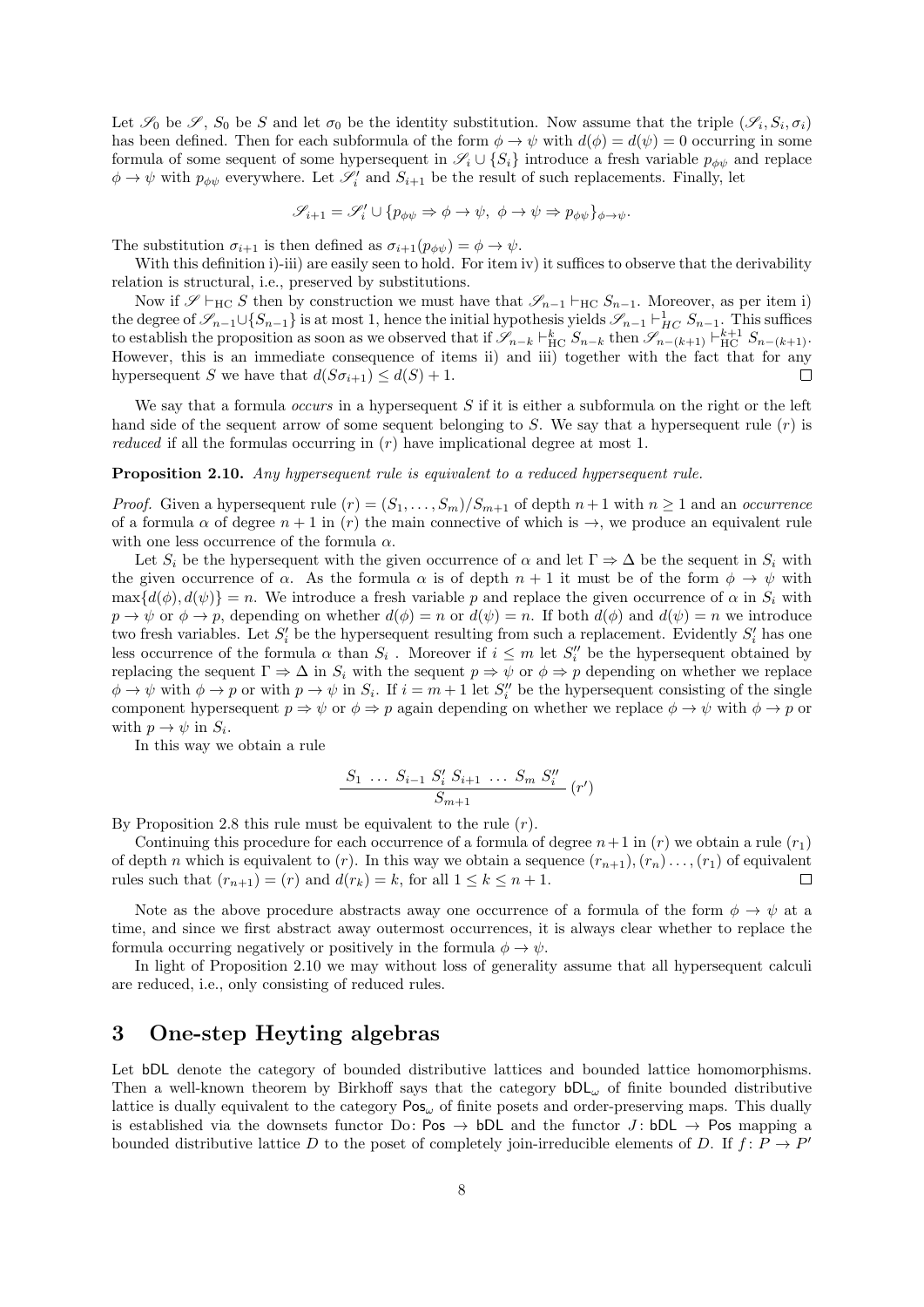Let $\mathscr{S}_0$ be $\mathscr{S}$, $S_0$ be $S$ and let $\sigma_0$ be the identity substitution. Now assume that the triple $(\mathscr{S}_i, S_i, \sigma_i)$ has been defined. Then for each subformula of the form $\phi \to \psi$ with $d(\phi) = d(\psi) = 0$ occurring in some formula of some sequent of some hypersequent in $\mathscr{S}_i \cup \{S_i\}$ introduce a fresh variable $p_{\phi\psi}$ and replace $\phi \to \psi$ with $p_{\phi\psi}$ everywhere. Let $\mathscr{S}'_i$ and $S_{i+1}$ be the result of such replacements. Finally, let

$$\mathscr{S}_{i+1} = \mathscr{S}'_i \cup \{p_{\phi\psi} \Rightarrow \phi \to \psi,\ \phi \to \psi \Rightarrow p_{\phi\psi}\}_{\phi \to \psi}.$$

The substitution $\sigma_{i+1}$ is then defined as $\sigma_{i+1}(p_{\phi\psi}) = \phi \to \psi$.

With this definition i)-iii) are easily seen to hold. For item iv) it suffices to observe that the derivability relation is structural, i.e., preserved by substitutions.

Now if $\mathscr{S} \vdash_{\mathrm{HC}} S$ then by construction we must have that $\mathscr{S}_{n-1} \vdash_{\mathrm{HC}} S_{n-1}$. Moreover, as per item i) the degree of $\mathscr{S}_{n-1} \cup \{S_{n-1}\}$ is at most 1, hence the initial hypothesis yields $\mathscr{S}_{n-1} \vdash^1_{HC} S_{n-1}$. This suffices to establish the proposition as soon as we observed that if $\mathscr{S}_{n-k} \vdash^k_{\mathrm{HC}} S_{n-k}$ then $\mathscr{S}_{n-(k+1)} \vdash^{k+1}_{\mathrm{HC}} S_{n-(k+1)}$. However, this is an immediate consequence of items ii) and iii) together with the fact that for any hypersequent $S$ we have that $d(S\sigma_{i+1}) \leq d(S) + 1$. ☐

We say that a formula *occurs* in a hypersequent $S$ if it is either a subformula on the right or the left hand side of the sequent arrow of some sequent belonging to $S$. We say that a hypersequent rule $(r)$ is *reduced* if all the formulas occurring in $(r)$ have implicational degree at most 1.

**Proposition 2.10.** *Any hypersequent rule is equivalent to a reduced hypersequent rule.*

*Proof.* Given a hypersequent rule $(r) = (S_1, \dots, S_m)/S_{m+1}$ of depth $n+1$ with $n \geq 1$ and an *occurrence* of a formula $\alpha$ of degree $n+1$ in $(r)$ the main connective of which is $\to$, we produce an equivalent rule with one less occurrence of the formula $\alpha$.

Let $S_i$ be the hypersequent with the given occurrence of $\alpha$ and let $\Gamma \Rightarrow \Delta$ be the sequent in $S_i$ with the given occurrence of $\alpha$. As the formula $\alpha$ is of depth $n+1$ it must be of the form $\phi \to \psi$ with $\max\{d(\phi), d(\psi)\} = n$. We introduce a fresh variable $p$ and replace the given occurrence of $\alpha$ in $S_i$ with $p \to \psi$ or $\phi \to p$, depending on whether $d(\phi) = n$ or $d(\psi) = n$. If both $d(\phi)$ and $d(\psi) = n$ we introduce two fresh variables. Let $S'_i$ be the hypersequent resulting from such a replacement. Evidently $S'_i$ has one less occurrence of the formula $\alpha$ than $S_i$ . Moreover if $i \leq m$ let $S''_i$ be the hypersequent obtained by replacing the sequent $\Gamma \Rightarrow \Delta$ in $S_i$ with the sequent $p \Rightarrow \psi$ or $\phi \Rightarrow p$ depending on whether we replace $\phi \to \psi$ with $\phi \to p$ or with $p \to \psi$ in $S_i$. If $i = m+1$ let $S''_i$ be the hypersequent consisting of the single component hypersequent $p \Rightarrow \psi$ or $\phi \Rightarrow p$ again depending on whether we replace $\phi \to \psi$ with $\phi \to p$ or with $p \to \psi$ in $S_i$.

In this way we obtain a rule

$$\frac{S_1 \ \dots \ S_{i-1} \ S'_i \ S_{i+1} \ \dots \ S_m \ S''_i}{S_{m+1}} \ (r')$$

By Proposition 2.8 this rule must be equivalent to the rule $(r)$.

Continuing this procedure for each occurrence of a formula of degree $n+1$ in $(r)$ we obtain a rule $(r_1)$ of depth $n$ which is equivalent to $(r)$. In this way we obtain a sequence $(r_{n+1}), (r_n) \dots, (r_1)$ of equivalent rules such that $(r_{n+1}) = (r)$ and $d(r_k) = k$, for all $1 \leq k \leq n+1$. ☐

Note as the above procedure abstracts away one occurrence of a formula of the form $\phi \to \psi$ at a time, and since we first abstract away outermost occurrences, it is always clear whether to replace the formula occurring negatively or positively in the formula $\phi \to \psi$.

In light of Proposition 2.10 we may without loss of generality assume that all hypersequent calculi are reduced, i.e., only consisting of reduced rules.

# 3 One-step Heyting algebras

Let $\mathsf{bDL}$ denote the category of bounded distributive lattices and bounded lattice homomorphisms. Then a well-known theorem by Birkhoff says that the category $\mathsf{bDL}_\omega$ of finite bounded distributive lattice is dually equivalent to the category $\mathsf{Pos}_\omega$ of finite posets and order-preserving maps. This dually is established via the downsets functor $\mathrm{Do}\colon \mathsf{Pos} \to \mathsf{bDL}$ and the functor $J\colon \mathsf{bDL} \to \mathsf{Pos}$ mapping a bounded distributive lattice $D$ to the poset of completely join-irreducible elements of $D$. If $f\colon P \to P'$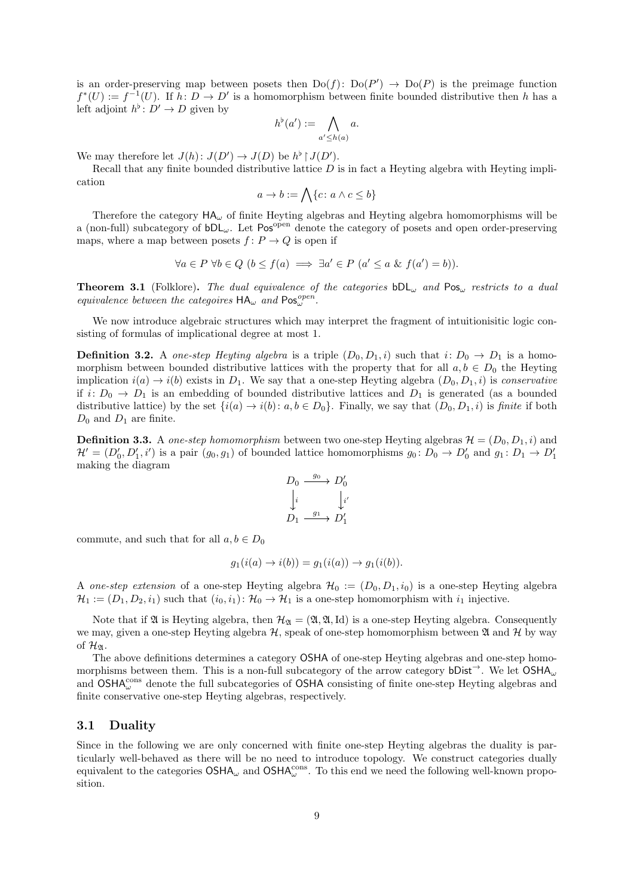is an order-preserving map between posets then $\mathrm{Do}(f)\colon \mathrm{Do}(P') \to \mathrm{Do}(P)$ is the preimage function $f^*(U) := f^{-1}(U)$. If $h\colon D \to D'$ is a homomorphism between finite bounded distributive then $h$ has a left adjoint $h^\flat\colon D' \to D$ given by

$$h^\flat(a') := \bigwedge_{a' \leq h(a)} a.$$

We may therefore let $J(h)\colon J(D') \to J(D)$ be $h^\flat \upharpoonright J(D')$.

Recall that any finite bounded distributive lattice $D$ is in fact a Heyting algebra with Heyting implication

$$a \to b := \bigwedge\{c\colon a \wedge c \leq b\}$$

Therefore the category $\mathsf{HA}_\omega$ of finite Heyting algebras and Heyting algebra homomorphisms will be a (non-full) subcategory of $\mathsf{bDL}_\omega$. Let $\mathsf{Pos}^{\text{open}}$ denote the category of posets and open order-preserving maps, where a map between posets $f\colon P \to Q$ is open if

$$\forall a \in P \ \forall b \in Q \ (b \leq f(a) \implies \exists a' \in P \ (a' \leq a \ \& \ f(a') = b)).$$

**Theorem 3.1** (Folklore)**.** *The dual equivalence of the categories $\mathsf{bDL}_\omega$ and $\mathsf{Pos}_\omega$ restricts to a dual equivalence between the categoires $\mathsf{HA}_\omega$ and $\mathsf{Pos}_\omega^{open}$.*

We now introduce algebraic structures which may interpret the fragment of intuitionisitic logic consisting of formulas of implicational degree at most 1.

**Definition 3.2.** A *one-step Heyting algebra* is a triple $(D_0, D_1, i)$ such that $i\colon D_0 \to D_1$ is a homomorphism between bounded distributive lattices with the property that for all $a, b \in D_0$ the Heyting implication $i(a) \to i(b)$ exists in $D_1$. We say that a one-step Heyting algebra $(D_0, D_1, i)$ is *conservative* if $i\colon D_0 \to D_1$ is an embedding of bounded distributive lattices and $D_1$ is generated (as a bounded distributive lattice) by the set $\{i(a) \to i(b)\colon a, b \in D_0\}$. Finally, we say that $(D_0, D_1, i)$ is *finite* if both $D_0$ and $D_1$ are finite.

**Definition 3.3.** A *one-step homomorphism* between two one-step Heyting algebras $\mathcal{H} = (D_0, D_1, i)$ and $\mathcal{H}' = (D_0', D_1', i')$ is a pair $(g_0, g_1)$ of bounded lattice homomorphisms $g_0\colon D_0 \to D_0'$ and $g_1\colon D_1 \to D_1'$ making the diagram

$$\begin{array}{ccc} D_0 & \xrightarrow{g_0} & D_0' \\ \big\downarrow{\scriptstyle i} & & \big\downarrow{\scriptstyle i'} \\ D_1 & \xrightarrow{g_1} & D_1' \end{array}$$

commute, and such that for all $a, b \in D_0$

$$g_1(i(a) \to i(b)) = g_1(i(a)) \to g_1(i(b)).$$

A *one-step extension* of a one-step Heyting algebra $\mathcal{H}_0 := (D_0, D_1, i_0)$ is a one-step Heyting algebra $\mathcal{H}_1 := (D_1, D_2, i_1)$ such that $(i_0, i_1)\colon \mathcal{H}_0 \to \mathcal{H}_1$ is a one-step homomorphism with $i_1$ injective.

Note that if $\mathfrak{A}$ is Heyting algebra, then $\mathcal{H}_\mathfrak{A} = (\mathfrak{A}, \mathfrak{A}, \mathrm{Id})$ is a one-step Heyting algebra. Consequently we may, given a one-step Heyting algebra $\mathcal{H}$, speak of one-step homomorphism between $\mathfrak{A}$ and $\mathcal{H}$ by way of $\mathcal{H}_\mathfrak{A}$.

The above definitions determines a category $\mathsf{OSHA}$ of one-step Heyting algebras and one-step homomorphisms between them. This is a non-full subcategory of the arrow category $\mathsf{bDist}^\to$. We let $\mathsf{OSHA}_\omega$ and $\mathsf{OSHA}_\omega^{\text{cons}}$ denote the full subcategories of $\mathsf{OSHA}$ consisting of finite one-step Heyting algebras and finite conservative one-step Heyting algebras, respectively.

### 3.1 Duality

Since in the following we are only concerned with finite one-step Heyting algebras the duality is particularly well-behaved as there will be no need to introduce topology. We construct categories dually equivalent to the categories $\mathsf{OSHA}_\omega$ and $\mathsf{OSHA}_\omega^{\text{cons}}$. To this end we need the following well-known proposition.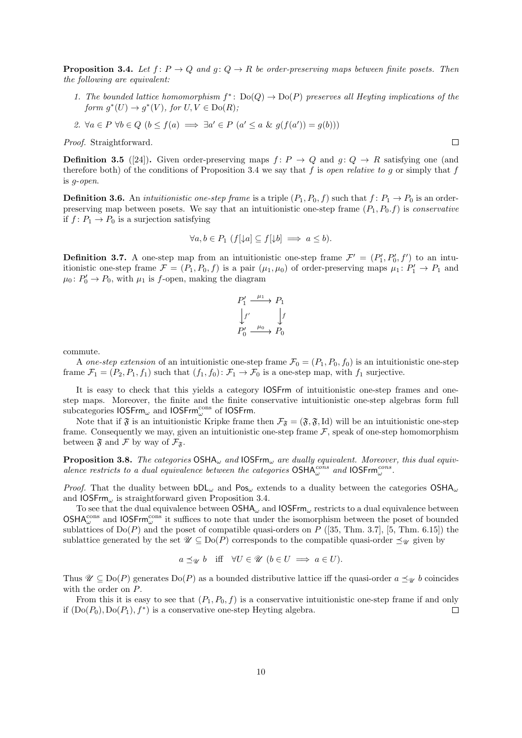**Proposition 3.4.** *Let $f\colon P \to Q$ and $g\colon Q \to R$ be order-preserving maps between finite posets. Then the following are equivalent:*

1. *The bounded lattice homomorphism $f^*\colon \mathrm{Do}(Q) \to \mathrm{Do}(P)$ preserves all Heyting implications of the form $g^*(U) \to g^*(V)$, for $U, V \in \mathrm{Do}(R)$;*
2. $\forall a \in P\ \forall b \in Q\ (b \leq f(a) \implies \exists a' \in P\ (a' \leq a\ \&\ g(f(a')) = g(b)))$

*Proof.* Straightforward. $\square$

**Definition 3.5** ([24])**.** Given order-preserving maps $f\colon P \to Q$ and $g\colon Q \to R$ satisfying one (and therefore both) of the conditions of Proposition 3.4 we say that $f$ is *open relative to* $g$ or simply that $f$ is *$g$-open*.

**Definition 3.6.** An *intuitionistic one-step frame* is a triple $(P_1, P_0, f)$ such that $f\colon P_1 \to P_0$ is an order-preserving map between posets. We say that an intuitionistic one-step frame $(P_1, P_0.f)$ is *conservative* if $f\colon P_1 \to P_0$ is a surjection satisfying

$$\forall a, b \in P_1\ (f[{\downarrow}a] \subseteq f[{\downarrow}b] \implies a \leq b).$$

**Definition 3.7.** A one-step map from an intuitionistic one-step frame $\mathcal{F}' = (P_1', P_0', f')$ to an intuitionistic one-step frame $\mathcal{F} = (P_1, P_0, f)$ is a pair $(\mu_1, \mu_0)$ of order-preserving maps $\mu_1\colon P_1' \to P_1$ and $\mu_0\colon P_0' \to P_0$, with $\mu_1$ is $f$-open, making the diagram

$$\begin{array}{ccc} P_1' & \xrightarrow{\mu_1} & P_1 \\ \big\downarrow{\scriptstyle f'} & & \big\downarrow{\scriptstyle f} \\ P_0' & \xrightarrow{\mu_0} & P_0 \end{array}$$

commute.

A *one-step extension* of an intuitionistic one-step frame $\mathcal{F}_0 = (P_1, P_0, f_0)$ is an intuitionistic one-step frame $\mathcal{F}_1 = (P_2, P_1, f_1)$ such that $(f_1, f_0)\colon \mathcal{F}_1 \to \mathcal{F}_0$ is a one-step map, with $f_1$ surjective.

It is easy to check that this yields a category $\mathsf{IOSFrm}$ of intuitionistic one-step frames and one-step maps. Moreover, the finite and the finite conservative intuitionistic one-step algebras form full subcategories $\mathsf{IOSFrm}_\omega$ and $\mathsf{IOSFrm}_\omega^{\mathrm{cons}}$ of $\mathsf{IOSFrm}$.

Note that if $\mathfrak{F}$ is an intuitionistic Kripke frame then $\mathcal{F}_{\mathfrak{F}} = (\mathfrak{F}, \mathfrak{F}, \mathrm{Id})$ will be an intuitionistic one-step frame. Consequently we may, given an intuitionistic one-step frame $\mathcal{F}$, speak of one-step homomorphism between $\mathfrak{F}$ and $\mathcal{F}$ by way of $\mathcal{F}_{\mathfrak{F}}$.

**Proposition 3.8.** *The categories $\mathsf{OSHA}_\omega$ and $\mathsf{IOSFrm}_\omega$ are dually equivalent. Moreover, this dual equivalence restricts to a dual equivalence between the categories $\mathsf{OSHA}_\omega^{cons}$ and $\mathsf{IOSFrm}_\omega^{cons}$.*

*Proof.* That the duality between $\mathsf{bDL}_\omega$ and $\mathsf{Pos}_\omega$ extends to a duality between the categories $\mathsf{OSHA}_\omega$ and $\mathsf{IOSFrm}_\omega$ is straightforward given Proposition 3.4.

To see that the dual equivalence between $\mathsf{OSHA}_\omega$ and $\mathsf{IOSFrm}_\omega$ restricts to a dual equivalence between $\mathsf{OSHA}_\omega^{\mathrm{cons}}$ and $\mathsf{IOSFrm}_\omega^{\mathrm{cons}}$ it suffices to note that under the isomorphism between the poset of bounded sublattices of $\mathrm{Do}(P)$ and the poset of compatible quasi-orders on $P$ ([35, Thm. 3.7], [5, Thm. 6.15]) the sublattice generated by the set $\mathscr{U} \subseteq \mathrm{Do}(P)$ corresponds to the compatible quasi-order $\preceq_{\mathscr{U}}$ given by

$$a \preceq_{\mathscr{U}} b \quad \text{iff} \quad \forall U \in \mathscr{U}\ (b \in U \implies a \in U).$$

Thus $\mathscr{U} \subseteq \mathrm{Do}(P)$ generates $\mathrm{Do}(P)$ as a bounded distributive lattice iff the quasi-order $a \preceq_{\mathscr{U}} b$ coincides with the order on $P$.

From this it is easy to see that $(P_1, P_0, f)$ is a conservative intuitionistic one-step frame if and only if $(\mathrm{Do}(P_0), \mathrm{Do}(P_1), f^*)$ is a conservative one-step Heyting algebra. $\square$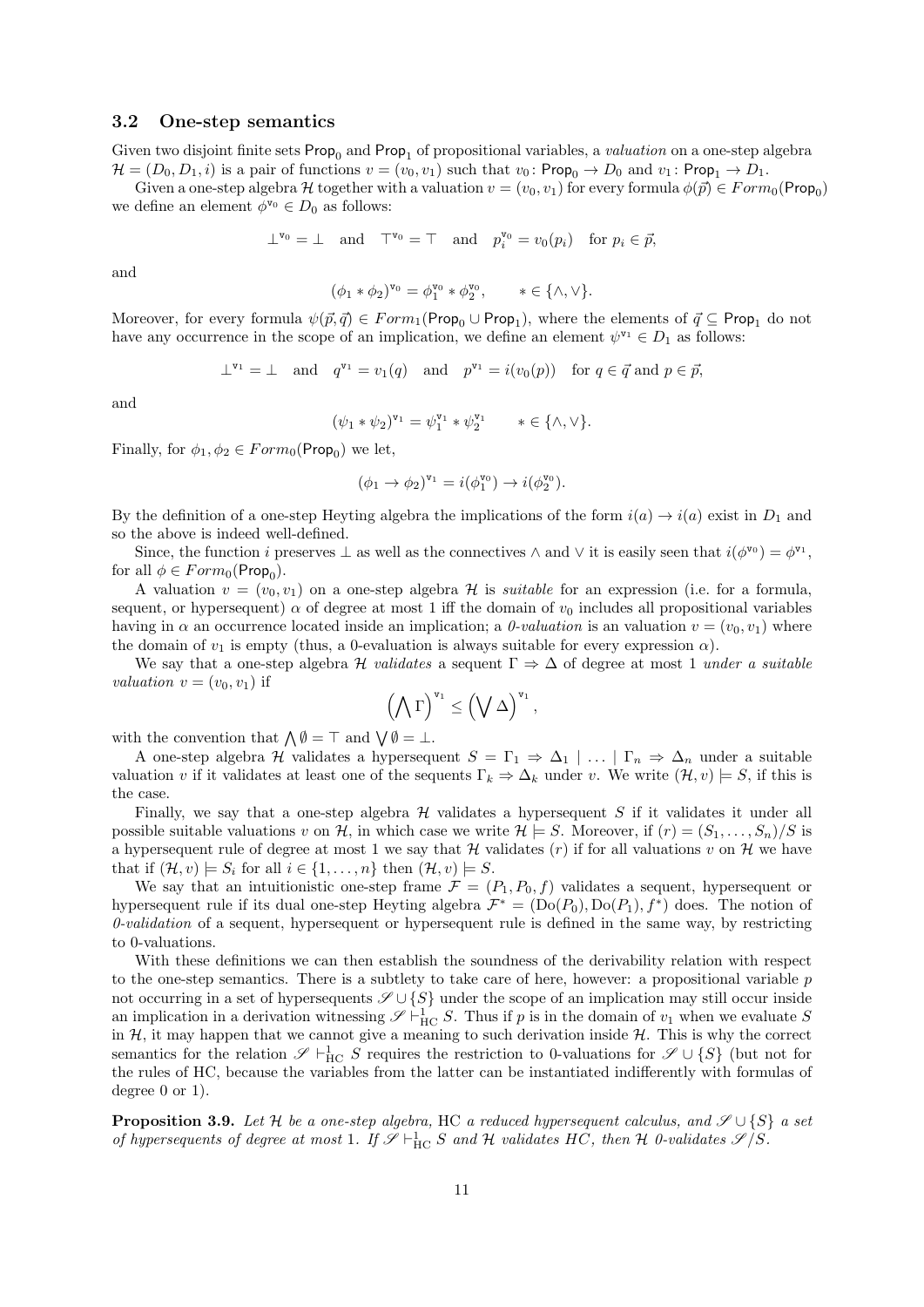### 3.2 One-step semantics

Given two disjoint finite sets $\mathsf{Prop}_0$ and $\mathsf{Prop}_1$ of propositional variables, a *valuation* on a one-step algebra $\mathcal{H} = (D_0, D_1, i)$ is a pair of functions $v = (v_0, v_1)$ such that $v_0 \colon \mathsf{Prop}_0 \to D_0$ and $v_1 \colon \mathsf{Prop}_1 \to D_1$.

Given a one-step algebra $\mathcal{H}$ together with a valuation $v = (v_0, v_1)$ for every formula $\phi(\vec{p}) \in Form_0(\mathsf{Prop}_0)$ we define an element $\phi^{\mathsf{v}_0} \in D_0$ as follows:

$$\bot^{\mathsf{v}_0} = \bot \quad \text{and} \quad \top^{\mathsf{v}_0} = \top \quad \text{and} \quad p_i^{\mathsf{v}_0} = v_0(p_i) \quad \text{for } p_i \in \vec{p},$$

and

$$(\phi_1 * \phi_2)^{\mathsf{v}_0} = \phi_1^{\mathsf{v}_0} * \phi_2^{\mathsf{v}_0}, \qquad * \in \{\wedge, \vee\}.$$

Moreover, for every formula $\psi(\vec{p}, \vec{q}) \in Form_1(\mathsf{Prop}_0 \cup \mathsf{Prop}_1)$, where the elements of $\vec{q} \subseteq \mathsf{Prop}_1$ do not have any occurrence in the scope of an implication, we define an element $\psi^{\mathsf{v}_1} \in D_1$ as follows:

$$\bot^{\mathsf{v}_1} = \bot \quad \text{and} \quad q^{\mathsf{v}_1} = v_1(q) \quad \text{and} \quad p^{\mathsf{v}_1} = i(v_0(p)) \quad \text{for } q \in \vec{q} \text{ and } p \in \vec{p},$$

and

$$(\psi_1 * \psi_2)^{\mathsf{v}_1} = \psi_1^{\mathsf{v}_1} * \psi_2^{\mathsf{v}_1} \qquad * \in \{\wedge, \vee\}.$$

Finally, for $\phi_1, \phi_2 \in Form_0(\mathsf{Prop}_0)$ we let,

$$(\phi_1 \to \phi_2)^{\mathsf{v}_1} = i(\phi_1^{\mathsf{v}_0}) \to i(\phi_2^{\mathsf{v}_0}).$$

By the definition of a one-step Heyting algebra the implications of the form $i(a) \to i(a)$ exist in $D_1$ and so the above is indeed well-defined.

Since, the function $i$ preserves $\bot$ as well as the connectives $\wedge$ and $\vee$ it is easily seen that $i(\phi^{\mathsf{v}_0}) = \phi^{\mathsf{v}_1}$, for all $\phi \in Form_0(\mathsf{Prop}_0)$.

A valuation $v = (v_0, v_1)$ on a one-step algebra $\mathcal{H}$ is *suitable* for an expression (i.e. for a formula, sequent, or hypersequent) $\alpha$ of degree at most 1 iff the domain of $v_0$ includes all propositional variables having in $\alpha$ an occurrence located inside an implication; a *0-valuation* is an valuation $v = (v_0, v_1)$ where the domain of $v_1$ is empty (thus, a 0-evaluation is always suitable for every expression $\alpha$).

We say that a one-step algebra $\mathcal{H}$ *validates* a sequent $\Gamma \Rightarrow \Delta$ of degree at most 1 *under a suitable valuation* $v = (v_0, v_1)$ if

$$\left(\bigwedge \Gamma\right)^{\mathsf{v}_1} \leq \left(\bigvee \Delta\right)^{\mathsf{v}_1},$$

with the convention that $\bigwedge \emptyset = \top$ and $\bigvee \emptyset = \bot$.

A one-step algebra $\mathcal{H}$ validates a hypersequent $S = \Gamma_1 \Rightarrow \Delta_1 \mid \ldots \mid \Gamma_n \Rightarrow \Delta_n$ under a suitable valuation $v$ if it validates at least one of the sequents $\Gamma_k \Rightarrow \Delta_k$ under $v$. We write $(\mathcal{H}, v) \models S$, if this is the case.

Finally, we say that a one-step algebra $\mathcal{H}$ validates a hypersequent $S$ if it validates it under all possible suitable valuations $v$ on $\mathcal{H}$, in which case we write $\mathcal{H} \models S$. Moreover, if $(r) = (S_1, \ldots, S_n)/S$ is a hypersequent rule of degree at most 1 we say that $\mathcal{H}$ validates $(r)$ if for all valuations $v$ on $\mathcal{H}$ we have that if $(\mathcal{H}, v) \models S_i$ for all $i \in \{1, \ldots, n\}$ then $(\mathcal{H}, v) \models S$.

We say that an intuitionistic one-step frame $\mathcal{F} = (P_1, P_0, f)$ validates a sequent, hypersequent or hypersequent rule if its dual one-step Heyting algebra $\mathcal{F}^* = (\mathrm{Do}(P_0), \mathrm{Do}(P_1), f^*)$ does. The notion of *0-validation* of a sequent, hypersequent or hypersequent rule is defined in the same way, by restricting to 0-valuations.

With these definitions we can then establish the soundness of the derivability relation with respect to the one-step semantics. There is a subtlety to take care of here, however: a propositional variable $p$ not occurring in a set of hypersequents $\mathscr{S} \cup \{S\}$ under the scope of an implication may still occur inside an implication in a derivation witnessing $\mathscr{S} \vdash^1_{\mathrm{HC}} S$. Thus if $p$ is in the domain of $v_1$ when we evaluate $S$ in $\mathcal{H}$, it may happen that we cannot give a meaning to such derivation inside $\mathcal{H}$. This is why the correct semantics for the relation $\mathscr{S} \vdash^1_{\mathrm{HC}} S$ requires the restriction to 0-valuations for $\mathscr{S} \cup \{S\}$ (but not for the rules of HC, because the variables from the latter can be instantiated indifferently with formulas of degree 0 or 1).

**Proposition 3.9.** *Let $\mathcal{H}$ be a one-step algebra,* HC *a reduced hypersequent calculus, and $\mathscr{S} \cup \{S\}$ a set of hypersequents of degree at most* 1*. If $\mathscr{S} \vdash^1_{\mathrm{HC}} S$ and $\mathcal{H}$ validates HC, then $\mathcal{H}$ 0-validates $\mathscr{S}/S$.*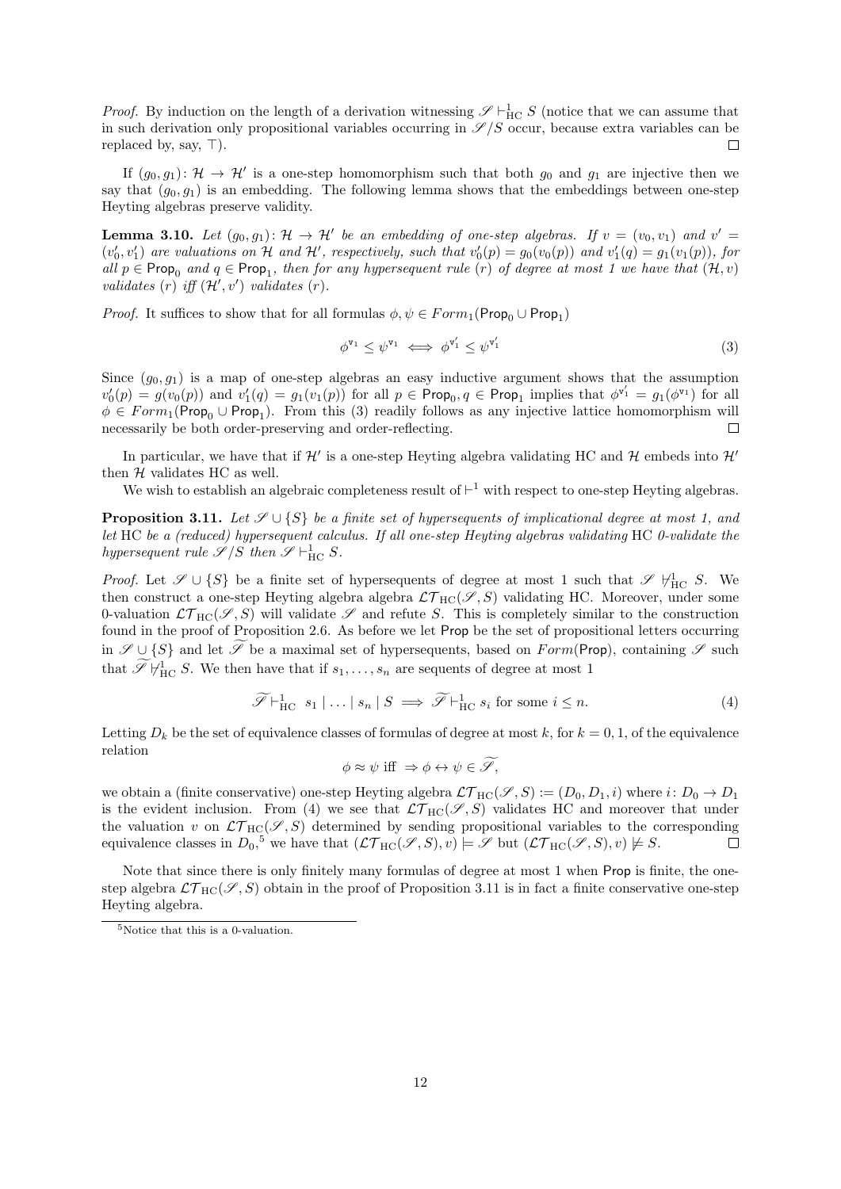*Proof.* By induction on the length of a derivation witnessing $\mathscr{S} \vdash^1_{\mathrm{HC}} S$ (notice that we can assume that in such derivation only propositional variables occurring in $\mathscr{S}/S$ occur, because extra variables can be replaced by, say, $\top$). $\square$

If $(g_0, g_1)\colon \mathcal{H} \to \mathcal{H}'$ is a one-step homomorphism such that both $g_0$ and $g_1$ are injective then we say that $(g_0, g_1)$ is an embedding. The following lemma shows that the embeddings between one-step Heyting algebras preserve validity.

**Lemma 3.10.** *Let $(g_0, g_1)\colon \mathcal{H} \to \mathcal{H}'$ be an embedding of one-step algebras. If $v = (v_0, v_1)$ and $v' = (v_0', v_1')$ are valuations on $\mathcal{H}$ and $\mathcal{H}'$, respectively, such that $v_0'(p) = g_0(v_0(p))$ and $v_1'(q) = g_1(v_1(p))$, for all $p \in \mathsf{Prop}_0$ and $q \in \mathsf{Prop}_1$, then for any hypersequent rule $(r)$ of degree at most 1 we have that $(\mathcal{H}, v)$ validates $(r)$ iff $(\mathcal{H}', v')$ validates $(r)$.*

*Proof.* It suffices to show that for all formulas $\phi, \psi \in Form_1(\mathsf{Prop}_0 \cup \mathsf{Prop}_1)$

$$\phi^{v_1} \leq \psi^{v_1} \iff \phi^{v_1'} \leq \psi^{v_1'} \tag{3}$$

Since $(g_0, g_1)$ is a map of one-step algebras an easy inductive argument shows that the assumption $v_0'(p) = g(v_0(p))$ and $v_1'(q) = g_1(v_1(p))$ for all $p \in \mathsf{Prop}_0, q \in \mathsf{Prop}_1$ implies that $\phi^{v_1'} = g_1(\phi^{v_1})$ for all $\phi \in Form_1(\mathsf{Prop}_0 \cup \mathsf{Prop}_1)$. From this (3) readily follows as any injective lattice homomorphism will necessarily be both order-preserving and order-reflecting. $\square$

In particular, we have that if $\mathcal{H}'$ is a one-step Heyting algebra validating HC and $\mathcal{H}$ embeds into $\mathcal{H}'$ then $\mathcal{H}$ validates HC as well.

We wish to establish an algebraic completeness result of $\vdash^1$ with respect to one-step Heyting algebras.

**Proposition 3.11.** *Let $\mathscr{S} \cup \{S\}$ be a finite set of hypersequents of implicational degree at most 1, and let* HC *be a (reduced) hypersequent calculus. If all one-step Heyting algebras validating* HC *0-validate the hypersequent rule $\mathscr{S}/S$ then $\mathscr{S} \vdash^1_{\mathrm{HC}} S$.*

*Proof.* Let $\mathscr{S} \cup \{S\}$ be a finite set of hypersequents of degree at most 1 such that $\mathscr{S} \nvdash^1_{\mathrm{HC}} S$. We then construct a one-step Heyting algebra algebra $\mathcal{LT}_{\mathrm{HC}}(\mathscr{S}, S)$ validating HC. Moreover, under some 0-valuation $\mathcal{LT}_{\mathrm{HC}}(\mathscr{S}, S)$ will validate $\mathscr{S}$ and refute $S$. This is completely similar to the construction found in the proof of Proposition 2.6. As before we let $\mathsf{Prop}$ be the set of propositional letters occurring in $\mathscr{S} \cup \{S\}$ and let $\widetilde{\mathscr{S}}$ be a maximal set of hypersequents, based on $Form(\mathsf{Prop})$, containing $\mathscr{S}$ such that $\widetilde{\mathscr{S}} \nvdash^1_{\mathrm{HC}} S$. We then have that if $s_1, \ldots, s_n$ are sequents of degree at most 1

$$\widetilde{\mathscr{S}} \vdash^1_{\mathrm{HC}} \; s_1 \mid \ldots \mid s_n \mid S \implies \widetilde{\mathscr{S}} \vdash^1_{\mathrm{HC}} s_i \text{ for some } i \leq n. \tag{4}$$

Letting $D_k$ be the set of equivalence classes of formulas of degree at most $k$, for $k = 0, 1$, of the equivalence relation

$$\phi \approx \psi \text{ iff } \Rightarrow \phi \leftrightarrow \psi \in \widetilde{\mathscr{S}},$$

we obtain a (finite conservative) one-step Heyting algebra $\mathcal{LT}_{\mathrm{HC}}(\mathscr{S}, S) := (D_0, D_1, i)$ where $i\colon D_0 \to D_1$ is the evident inclusion. From (4) we see that $\mathcal{LT}_{\mathrm{HC}}(\mathscr{S}, S)$ validates HC and moreover that under the valuation $v$ on $\mathcal{LT}_{\mathrm{HC}}(\mathscr{S}, S)$ determined by sending propositional variables to the corresponding equivalence classes in $D_0$,[5] we have that $(\mathcal{LT}_{\mathrm{HC}}(\mathscr{S}, S), v) \models \mathscr{S}$ but $(\mathcal{LT}_{\mathrm{HC}}(\mathscr{S}, S), v) \not\models S$. $\square$

Note that since there is only finitely many formulas of degree at most 1 when $\mathsf{Prop}$ is finite, the one-step algebra $\mathcal{LT}_{\mathrm{HC}}(\mathscr{S}, S)$ obtain in the proof of Proposition 3.11 is in fact a finite conservative one-step Heyting algebra.

[5] Notice that this is a 0-valuation.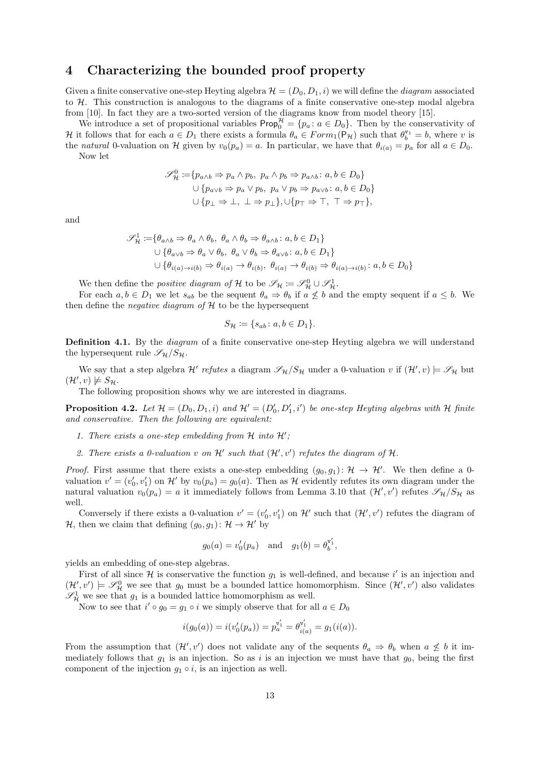# 4 Characterizing the bounded proof property

Given a finite conservative one-step Heyting algebra $\mathcal{H} = (D_0, D_1, i)$ we will define the *diagram* associated to $\mathcal{H}$. This construction is analogous to the diagrams of a finite conservative one-step modal algebra from [10]. In fact they are a two-sorted version of the diagrams know from model theory [15].

We introduce a set of propositional variables $\mathsf{Prop}_0^{\mathcal{H}} = \{p_a : a \in D_0\}$. Then by the conservativity of $\mathcal{H}$ it follows that for each $a \in D_1$ there exists a formula $\theta_a \in Form_1(\mathsf{P}_{\mathcal{H}})$ such that $\theta_b^{\mathsf{v}_1} = b$, where $v$ is the *natural* 0-valuation on $\mathcal{H}$ given by $v_0(p_a) = a$. In particular, we have that $\theta_{i(a)} = p_a$ for all $a \in D_0$.

Now let

$$
\begin{aligned}
\mathscr{S}_{\mathcal{H}}^0 :=& \{p_{a\wedge b} \Rightarrow p_a \wedge p_b,\ p_a \wedge p_b \Rightarrow p_{a\wedge b} : a, b \in D_0\} \\
&\cup \{p_{a\vee b} \Rightarrow p_a \vee p_b,\ p_a \vee p_b \Rightarrow p_{a\vee b} : a, b \in D_0\} \\
&\cup \{p_\bot \Rightarrow \bot,\ \bot \Rightarrow p_\bot\}, \cup \{p_\top \Rightarrow \top,\ \top \Rightarrow p_\top\},
\end{aligned}
$$

and

$$
\begin{aligned}
\mathscr{S}_{\mathcal{H}}^1 :=& \{\theta_{a\wedge b} \Rightarrow \theta_a \wedge \theta_b,\ \theta_a \wedge \theta_b \Rightarrow \theta_{a\wedge b} : a, b \in D_1\} \\
&\cup \{\theta_{a\vee b} \Rightarrow \theta_a \vee \theta_b,\ \theta_a \vee \theta_b \Rightarrow \theta_{a\vee b} : a, b \in D_1\} \\
&\cup \{\theta_{i(a)\to i(b)} \Rightarrow \theta_{i(a)} \to \theta_{i(b)},\ \theta_{i(a)} \to \theta_{i(b)} \Rightarrow \theta_{i(a)\to i(b)} : a, b \in D_0\}
\end{aligned}
$$

We then define the *positive diagram of* $\mathcal{H}$ to be $\mathscr{S}_{\mathcal{H}} := \mathscr{S}_{\mathcal{H}}^0 \cup \mathscr{S}_{\mathcal{H}}^1$.

For each $a, b \in D_1$ we let $s_{ab}$ be the sequent $\theta_a \Rightarrow \theta_b$ if $a \not\leq b$ and the empty sequent if $a \leq b$. We then define the *negative diagram of* $\mathcal{H}$ to be the hypersequent

$$S_{\mathcal{H}} := \{s_{ab} : a, b \in D_1\}.$$

**Definition 4.1.** By the *diagram* of a finite conservative one-step Heyting algebra we will understand the hypersequent rule $\mathscr{S}_{\mathcal{H}}/S_{\mathcal{H}}$.

We say that a step algebra $\mathcal{H}'$ *refutes* a diagram $\mathscr{S}_{\mathcal{H}}/S_{\mathcal{H}}$ under a 0-valuation $v$ if $(\mathcal{H}', v) \models \mathscr{S}_{\mathcal{H}}$ but $(\mathcal{H}', v) \not\models S_{\mathcal{H}}$.

The following proposition shows why we are interested in diagrams.

**Proposition 4.2.** *Let $\mathcal{H} = (D_0, D_1, i)$ and $\mathcal{H}' = (D_0', D_1', i')$ be one-step Heyting algebras with $\mathcal{H}$ finite and conservative. Then the following are equivalent:*

1. *There exists a one-step embedding from $\mathcal{H}$ into $\mathcal{H}'$;*
2. *There exists a 0-valuation $v$ on $\mathcal{H}'$ such that $(\mathcal{H}', v')$ refutes the diagram of $\mathcal{H}$.*

*Proof.* First assume that there exists a one-step embedding $(g_0, g_1) : \mathcal{H} \to \mathcal{H}'$. We then define a 0-valuation $v' = (v_0', v_1')$ on $\mathcal{H}'$ by $v_0(p_a) = g_0(a)$. Then as $\mathcal{H}$ evidently refutes its own diagram under the natural valuation $v_0(p_a) = a$ it immediately follows from Lemma 3.10 that $(\mathcal{H}', v')$ refutes $\mathscr{S}_{\mathcal{H}}/S_{\mathcal{H}}$ as well.

Conversely if there exists a 0-valuation $v' = (v_0', v_1')$ on $\mathcal{H}'$ such that $(\mathcal{H}', v')$ refutes the diagram of $\mathcal{H}$, then we claim that defining $(g_0, g_1) : \mathcal{H} \to \mathcal{H}'$ by

$$g_0(a) = v_0'(p_a) \quad \text{and} \quad g_1(b) = \theta_b^{\mathsf{v}_1'},$$

yields an embedding of one-step algebras.

First of all since $\mathcal{H}$ is conservative the function $g_1$ is well-defined, and because $i'$ is an injection and $(\mathcal{H}', v') \models \mathscr{S}_{\mathcal{H}}^0$ we see that $g_0$ must be a bounded lattice homomorphism. Since $(\mathcal{H}', v')$ also validates $\mathscr{S}_{\mathcal{H}}^1$ we see that $g_1$ is a bounded lattice homomorphism as well.

Now to see that $i' \circ g_0 = g_1 \circ i$ we simply observe that for all $a \in D_0$

$$i(g_0(a)) = i(v_0'(p_a)) = p_a^{\mathsf{v}_1'} = \theta_{i(a)}^{\mathsf{v}_1'} = g_1(i(a)).$$

From the assumption that $(\mathcal{H}', v')$ does not validate any of the sequents $\theta_a \Rightarrow \theta_b$ when $a \not\leq b$ it immediately follows that $g_1$ is an injection. So as $i$ is an injection we must have that $g_0$, being the first component of the injection $g_1 \circ i$, is an injection as well.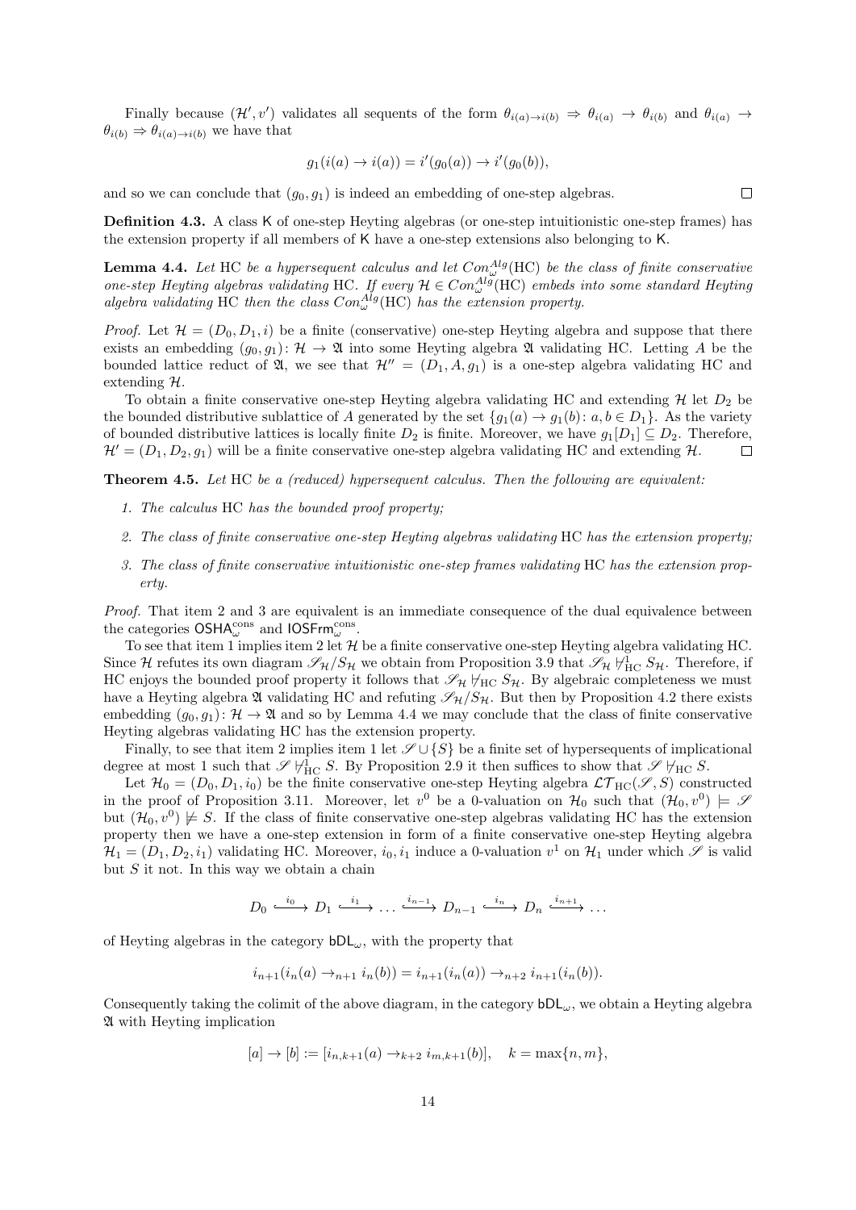Finally because $(\mathcal{H}', v')$ validates all sequents of the form $\theta_{i(a)\to i(b)} \Rightarrow \theta_{i(a)} \to \theta_{i(b)}$ and $\theta_{i(a)} \to \theta_{i(b)} \Rightarrow \theta_{i(a)\to i(b)}$ we have that

$$g_1(i(a) \to i(a)) = i'(g_0(a)) \to i'(g_0(b)),$$

and so we can conclude that $(g_0, g_1)$ is indeed an embedding of one-step algebras. $\square$

**Definition 4.3.** A class $\mathsf{K}$ of one-step Heyting algebras (or one-step intuitionistic one-step frames) has the extension property if all members of $\mathsf{K}$ have a one-step extensions also belonging to $\mathsf{K}$.

**Lemma 4.4.** *Let* HC *be a hypersequent calculus and let* $Con^{Alg}_{\omega}(\mathrm{HC})$ *be the class of finite conservative one-step Heyting algebras validating* HC*. If every* $\mathcal{H} \in Con^{Alg}_{\omega}(\mathrm{HC})$ *embeds into some standard Heyting algebra validating* HC *then the class* $Con^{Alg}_{\omega}(\mathrm{HC})$ *has the extension property.*

*Proof.* Let $\mathcal{H} = (D_0, D_1, i)$ be a finite (conservative) one-step Heyting algebra and suppose that there exists an embedding $(g_0, g_1)\colon \mathcal{H} \to \mathfrak{A}$ into some Heyting algebra $\mathfrak{A}$ validating HC. Letting $A$ be the bounded lattice reduct of $\mathfrak{A}$, we see that $\mathcal{H}'' = (D_1, A, g_1)$ is a one-step algebra validating HC and extending $\mathcal{H}$.

To obtain a finite conservative one-step Heyting algebra validating HC and extending $\mathcal{H}$ let $D_2$ be the bounded distributive sublattice of $A$ generated by the set $\{g_1(a) \to g_1(b) : a, b \in D_1\}$. As the variety of bounded distributive lattices is locally finite $D_2$ is finite. Moreover, we have $g_1[D_1] \subseteq D_2$. Therefore, $\mathcal{H}' = (D_1, D_2, g_1)$ will be a finite conservative one-step algebra validating HC and extending $\mathcal{H}$. $\square$

**Theorem 4.5.** *Let* HC *be a (reduced) hypersequent calculus. Then the following are equivalent:*

1. *The calculus* HC *has the bounded proof property;*
2. *The class of finite conservative one-step Heyting algebras validating* HC *has the extension property;*
3. *The class of finite conservative intuitionistic one-step frames validating* HC *has the extension property.*

*Proof.* That item 2 and 3 are equivalent is an immediate consequence of the dual equivalence between the categories $\mathsf{OSHA}^{\mathrm{cons}}_{\omega}$ and $\mathsf{IOSFrm}^{\mathrm{cons}}_{\omega}$.

To see that item 1 implies item 2 let $\mathcal{H}$ be a finite conservative one-step Heyting algebra validating HC. Since $\mathcal{H}$ refutes its own diagram $\mathscr{S}_{\mathcal{H}}/S_{\mathcal{H}}$ we obtain from Proposition 3.9 that $\mathscr{S}_{\mathcal{H}} \not\vdash^1_{\mathrm{HC}} S_{\mathcal{H}}$. Therefore, if HC enjoys the bounded proof property it follows that $\mathscr{S}_{\mathcal{H}} \not\vdash_{\mathrm{HC}} S_{\mathcal{H}}$. By algebraic completeness we must have a Heyting algebra $\mathfrak{A}$ validating HC and refuting $\mathscr{S}_{\mathcal{H}}/S_{\mathcal{H}}$. But then by Proposition 4.2 there exists embedding $(g_0, g_1)\colon \mathcal{H} \to \mathfrak{A}$ and so by Lemma 4.4 we may conclude that the class of finite conservative Heyting algebras validating HC has the extension property.

Finally, to see that item 2 implies item 1 let $\mathscr{S} \cup \{S\}$ be a finite set of hypersequents of implicational degree at most 1 such that $\mathscr{S} \not\vdash^1_{\mathrm{HC}} S$. By Proposition 2.9 it then suffices to show that $\mathscr{S} \not\vdash_{\mathrm{HC}} S$.

Let $\mathcal{H}_0 = (D_0, D_1, i_0)$ be the finite conservative one-step Heyting algebra $\mathcal{LT}_{\mathrm{HC}}(\mathscr{S}, S)$ constructed in the proof of Proposition 3.11. Moreover, let $v^0$ be a 0-valuation on $\mathcal{H}_0$ such that $(\mathcal{H}_0, v^0) \models \mathscr{S}$ but $(\mathcal{H}_0, v^0) \not\models S$. If the class of finite conservative one-step algebras validating HC has the extension property then we have a one-step extension in form of a finite conservative one-step Heyting algebra $\mathcal{H}_1 = (D_1, D_2, i_1)$ validating HC. Moreover, $i_0, i_1$ induce a 0-valuation $v^1$ on $\mathcal{H}_1$ under which $\mathscr{S}$ is valid but $S$ it not. In this way we obtain a chain

$$D_0 \xhookrightarrow{i_0} D_1 \xhookrightarrow{i_1} \dots \xhookrightarrow{i_{n-1}} D_{n-1} \xhookrightarrow{i_n} D_n \xhookrightarrow{i_{n+1}} \dots$$

of Heyting algebras in the category $\mathsf{bDL}_{\omega}$, with the property that

$$i_{n+1}(i_n(a) \to_{n+1} i_n(b)) = i_{n+1}(i_n(a)) \to_{n+2} i_{n+1}(i_n(b)).$$

Consequently taking the colimit of the above diagram, in the category $\mathsf{bDL}_{\omega}$, we obtain a Heyting algebra $\mathfrak{A}$ with Heyting implication

$$[a] \to [b] := [i_{n,k+1}(a) \to_{k+2} i_{m,k+1}(b)], \quad k = \max\{n, m\},$$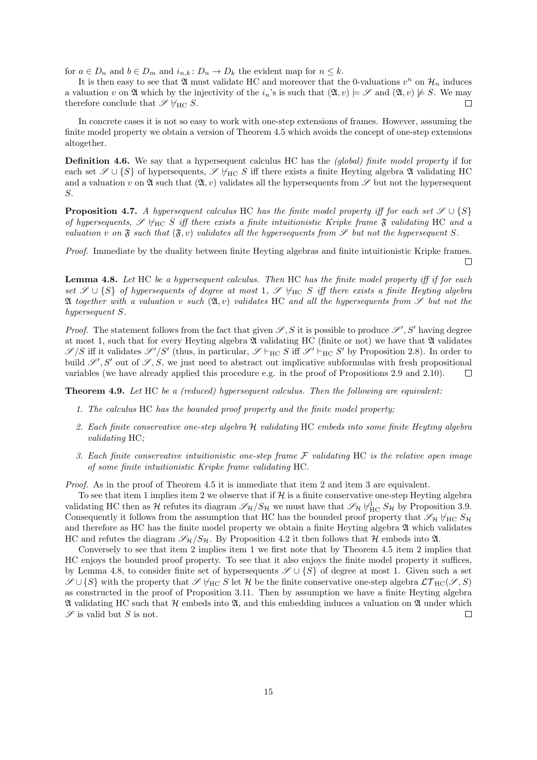for $a \in D_n$ and $b \in D_m$ and $i_{n,k} \colon D_n \to D_k$ the evident map for $n \leq k$.

It is then easy to see that $\mathfrak{A}$ must validate HC and moreover that the 0-valuations $v^n$ on $\mathcal{H}_n$ induces a valuation $v$ on $\mathfrak{A}$ which by the injectivity of the $i_n$'s is such that $(\mathfrak{A}, v) \models \mathscr{S}$ and $(\mathfrak{A}, v) \not\models S$. We may therefore conclude that $\mathscr{S} \not\vdash_{\mathrm{HC}} S$. ◻

In concrete cases it is not so easy to work with one-step extensions of frames. However, assuming the finite model property we obtain a version of Theorem 4.5 which avoids the concept of one-step extensions altogether.

**Definition 4.6.** We say that a hypersequent calculus HC has the *(global) finite model property* if for each set $\mathscr{S} \cup \{S\}$ of hypersequents, $\mathscr{S} \not\vdash_{\mathrm{HC}} S$ iff there exists a finite Heyting algebra $\mathfrak{A}$ validating HC and a valuation $v$ on $\mathfrak{A}$ such that $(\mathfrak{A}, v)$ validates all the hypersequents from $\mathscr{S}$ but not the hypersequent $S$.

**Proposition 4.7.** *A hypersequent calculus* HC *has the finite model property iff for each set* $\mathscr{S} \cup \{S\}$ *of hypersequents,* $\mathscr{S} \not\vdash_{\mathrm{HC}} S$ *iff there exists a finite intuitionistic Kripke frame* $\mathfrak{F}$ *validating* HC *and a valuation* $v$ *on* $\mathfrak{F}$ *such that* $(\mathfrak{F}, v)$ *validates all the hypersequents from* $\mathscr{S}$ *but not the hypersequent* $S$.

*Proof.* Immediate by the duality between finite Heyting algebras and finite intuitionistic Kripke frames. ◻

**Lemma 4.8.** *Let* HC *be a hypersequent calculus. Then* HC *has the finite model property iff if for each set* $\mathscr{S} \cup \{S\}$ *of hypersequents of degree at most* 1*,* $\mathscr{S} \not\vdash_{\mathrm{HC}} S$ *iff there exists a finite Heyting algebra* $\mathfrak{A}$ *together with a valuation* $v$ *such* $(\mathfrak{A}, v)$ *validates* HC *and all the hypersequents from* $\mathscr{S}$ *but not the hypersequent* $S$.

*Proof.* The statement follows from the fact that given $\mathscr{S}, S$ it is possible to produce $\mathscr{S}', S'$ having degree at most 1, such that for every Heyting algebra $\mathfrak{A}$ validating HC (finite or not) we have that $\mathfrak{A}$ validates $\mathscr{S}/S$ iff it validates $\mathscr{S}'/S'$ (thus, in particular, $\mathscr{S} \vdash_{\mathrm{HC}} S$ iff $\mathscr{S}' \vdash_{\mathrm{HC}} S'$ by Proposition 2.8). In order to build $\mathscr{S}', S'$ out of $\mathscr{S}, S$, we just need to abstract out implicative subformulas with fresh propositional variables (we have already applied this procedure e.g. in the proof of Propositions 2.9 and 2.10). ◻

**Theorem 4.9.** *Let* HC *be a (reduced) hypersequent calculus. Then the following are equivalent:*

1. *The calculus* HC *has the bounded proof property and the finite model property;*
2. *Each finite conservative one-step algebra* $\mathcal{H}$ *validating* HC *embeds into some finite Heyting algebra validating* HC*;*
3. *Each finite conservative intuitionistic one-step frame* $\mathcal{F}$ *validating* HC *is the relative open image of some finite intuitionistic Kripke frame validating* HC.

*Proof.* As in the proof of Theorem 4.5 it is immediate that item 2 and item 3 are equivalent.

To see that item 1 implies item 2 we observe that if $\mathcal{H}$ is a finite conservative one-step Heyting algebra validating HC then as $\mathcal{H}$ refutes its diagram $\mathscr{S}_{\mathcal{H}}/S_{\mathcal{H}}$ we must have that $\mathscr{S}_{\mathcal{H}} \not\vdash^1_{\mathrm{HC}} S_{\mathcal{H}}$ by Proposition 3.9. Consequently it follows from the assumption that HC has the bounded proof property that $\mathscr{S}_{\mathcal{H}} \not\vdash_{\mathrm{HC}} S_{\mathcal{H}}$ and therefore as HC has the finite model property we obtain a finite Heyting algebra $\mathfrak{A}$ which validates HC and refutes the diagram $\mathscr{S}_{\mathcal{H}}/S_{\mathcal{H}}$. By Proposition 4.2 it then follows that $\mathcal{H}$ embeds into $\mathfrak{A}$.

Conversely to see that item 2 implies item 1 we first note that by Theorem 4.5 item 2 implies that HC enjoys the bounded proof property. To see that it also enjoys the finite model property it suffices, by Lemma 4.8, to consider finite set of hypersequents $\mathscr{S} \cup \{S\}$ of degree at most 1. Given such a set $\mathscr{S} \cup \{S\}$ with the property that $\mathscr{S} \not\vdash_{\mathrm{HC}} S$ let $\mathcal{H}$ be the finite conservative one-step algebra $\mathcal{LT}_{\mathrm{HC}}(\mathscr{S}, S)$ as constructed in the proof of Proposition 3.11. Then by assumption we have a finite Heyting algebra $\mathfrak{A}$ validating HC such that $\mathcal{H}$ embeds into $\mathfrak{A}$, and this embedding induces a valuation on $\mathfrak{A}$ under which $\mathscr{S}$ is valid but $S$ is not. ◻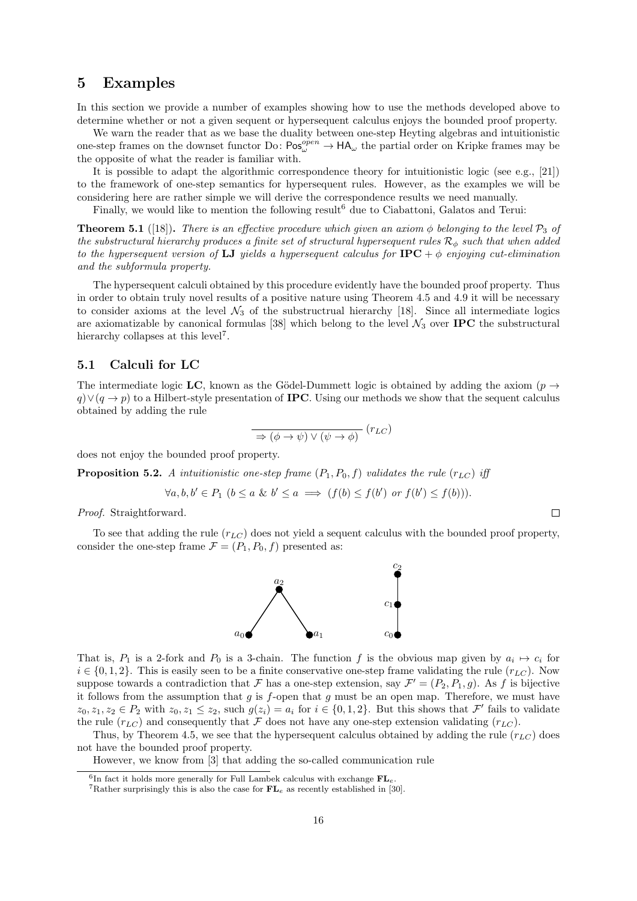## 5 Examples

In this section we provide a number of examples showing how to use the methods developed above to determine whether or not a given sequent or hypersequent calculus enjoys the bounded proof property.

We warn the reader that as we base the duality between one-step Heyting algebras and intuitionistic one-step frames on the downset functor Do: $\mathsf{Pos}_\omega^{open} \to \mathsf{HA}_\omega$ the partial order on Kripke frames may be the opposite of what the reader is familiar with.

It is possible to adapt the algorithmic correspondence theory for intuitionistic logic (see e.g., [21]) to the framework of one-step semantics for hypersequent rules. However, as the examples we will be considering here are rather simple we will derive the correspondence results we need manually.

Finally, we would like to mention the following result[6] due to Ciabattoni, Galatos and Terui:

**Theorem 5.1** ([18]). *There is an effective procedure which given an axiom $\phi$ belonging to the level $\mathcal{P}_3$ of the substructural hierarchy produces a finite set of structural hypersequent rules $\mathcal{R}_\phi$ such that when added to the hypersequent version of* **LJ** *yields a hypersequent calculus for* $\mathbf{IPC} + \phi$ *enjoying cut-elimination and the subformula property.*

The hypersequent calculi obtained by this procedure evidently have the bounded proof property. Thus in order to obtain truly novel results of a positive nature using Theorem 4.5 and 4.9 it will be necessary to consider axioms at the level $\mathcal{N}_3$ of the substructrual hierarchy [18]. Since all intermediate logics are axiomatizable by canonical formulas [38] which belong to the level $\mathcal{N}_3$ over **IPC** the substructural hierarchy collapses at this level[7].

### 5.1 Calculi for LC

The intermediate logic **LC**, known as the Gödel-Dummett logic is obtained by adding the axiom $(p \to q) \vee (q \to p)$ to a Hilbert-style presentation of **IPC**. Using our methods we show that the sequent calculus obtained by adding the rule

$$\frac{}{\Rightarrow (\phi \to \psi) \vee (\psi \to \phi)} \ (r_{LC})$$

does not enjoy the bounded proof property.

**Proposition 5.2.** *A intuitionistic one-step frame $(P_1, P_0, f)$ validates the rule $(r_{LC})$ iff*

$$\forall a, b, b' \in P_1 \ (b \leq a \ \& \ b' \leq a \implies (f(b) \leq f(b') \text{ or } f(b') \leq f(b))).$$

*Proof.* Straightforward. □

To see that adding the rule $(r_{LC})$ does not yield a sequent calculus with the bounded proof property, consider the one-step frame $\mathcal{F} = (P_1, P_0, f)$ presented as:

That is, $P_1$ is a 2-fork and $P_0$ is a 3-chain. The function $f$ is the obvious map given by $a_i \mapsto c_i$ for $i \in \{0, 1, 2\}$. This is easily seen to be a finite conservative one-step frame validating the rule $(r_{LC})$. Now suppose towards a contradiction that $\mathcal{F}$ has a one-step extension, say $\mathcal{F}' = (P_2, P_1, g)$. As $f$ is bijective it follows from the assumption that $g$ is $f$-open that $g$ must be an open map. Therefore, we must have $z_0, z_1, z_2 \in P_2$ with $z_0, z_1 \leq z_2$, such $g(z_i) = a_i$ for $i \in \{0, 1, 2\}$. But this shows that $\mathcal{F}'$ fails to validate the rule $(r_{LC})$ and consequently that $\mathcal{F}$ does not have any one-step extension validating $(r_{LC})$.

Thus, by Theorem 4.5, we see that the hypersequent calculus obtained by adding the rule $(r_{LC})$ does not have the bounded proof property.

However, we know from [3] that adding the so-called communication rule

[6] In fact it holds more generally for Full Lambek calculus with exchange $\mathbf{FL}_e$.

[7] Rather surprisingly this is also the case for $\mathbf{FL}_e$ as recently established in [30].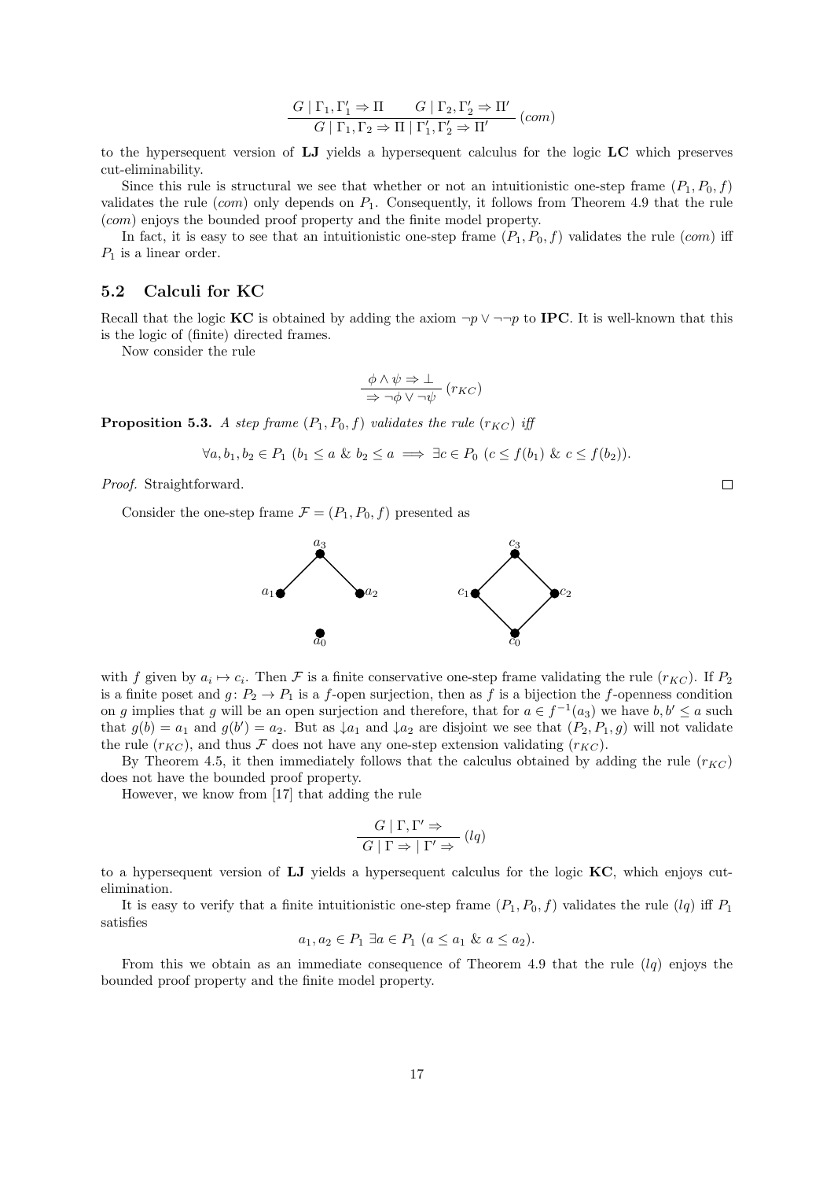$$\frac{G \mid \Gamma_1, \Gamma_1' \Rightarrow \Pi \qquad G \mid \Gamma_2, \Gamma_2' \Rightarrow \Pi'}{G \mid \Gamma_1, \Gamma_2 \Rightarrow \Pi \mid \Gamma_1', \Gamma_2' \Rightarrow \Pi'} \ (com)$$

to the hypersequent version of **LJ** yields a hypersequent calculus for the logic **LC** which preserves cut-eliminability.

Since this rule is structural we see that whether or not an intuitionistic one-step frame $(P_1, P_0, f)$ validates the rule $(com)$ only depends on $P_1$. Consequently, it follows from Theorem 4.9 that the rule $(com)$ enjoys the bounded proof property and the finite model property.

In fact, it is easy to see that an intuitionistic one-step frame $(P_1, P_0, f)$ validates the rule $(com)$ iff $P_1$ is a linear order.

## 5.2 Calculi for KC

Recall that the logic **KC** is obtained by adding the axiom $\neg p \vee \neg\neg p$ to **IPC**. It is well-known that this is the logic of (finite) directed frames.

Now consider the rule

$$\frac{\phi \wedge \psi \Rightarrow \bot}{\Rightarrow \neg\phi \vee \neg\psi} \ (r_{KC})$$

**Proposition 5.3.** *A step frame $(P_1, P_0, f)$ validates the rule $(r_{KC})$ iff*

$$\forall a, b_1, b_2 \in P_1 \ (b_1 \leq a \ \& \ b_2 \leq a \implies \exists c \in P_0 \ (c \leq f(b_1) \ \& \ c \leq f(b_2)).$$

*Proof.* Straightforward. □

Consider the one-step frame $\mathcal{F} = (P_1, P_0, f)$ presented as

with $f$ given by $a_i \mapsto c_i$. Then $\mathcal{F}$ is a finite conservative one-step frame validating the rule $(r_{KC})$. If $P_2$ is a finite poset and $g \colon P_2 \to P_1$ is a $f$-open surjection, then as $f$ is a bijection the $f$-openness condition on $g$ implies that $g$ will be an open surjection and therefore, that for $a \in f^{-1}(a_3)$ we have $b, b' \leq a$ such that $g(b) = a_1$ and $g(b') = a_2$. But as $\downarrow a_1$ and $\downarrow a_2$ are disjoint we see that $(P_2, P_1, g)$ will not validate the rule $(r_{KC})$, and thus $\mathcal{F}$ does not have any one-step extension validating $(r_{KC})$.

By Theorem 4.5, it then immediately follows that the calculus obtained by adding the rule $(r_{KC})$ does not have the bounded proof property.

However, we know from [17] that adding the rule

$$\frac{G \mid \Gamma, \Gamma' \Rightarrow}{G \mid \Gamma \Rightarrow \mid \Gamma' \Rightarrow} \ (lq)$$

to a hypersequent version of **LJ** yields a hypersequent calculus for the logic **KC**, which enjoys cut-elimination.

It is easy to verify that a finite intuitionistic one-step frame $(P_1, P_0, f)$ validates the rule $(lq)$ iff $P_1$ satisfies

$$a_1, a_2 \in P_1 \ \exists a \in P_1 \ (a \leq a_1 \ \& \ a \leq a_2).$$

From this we obtain as an immediate consequence of Theorem 4.9 that the rule $(lq)$ enjoys the bounded proof property and the finite model property.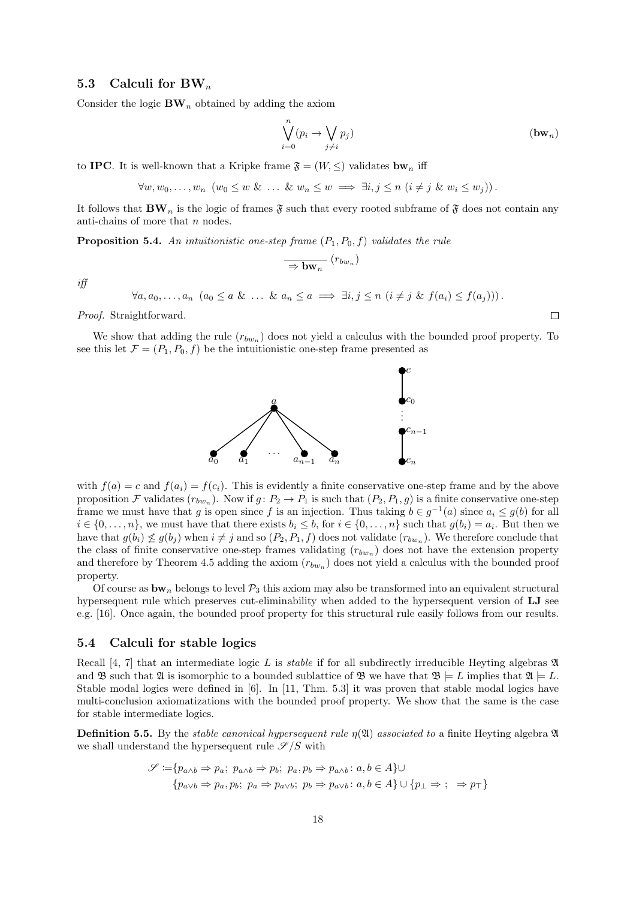### 5.3 Calculi for $\mathbf{BW}_n$

Consider the logic $\mathbf{BW}_n$ obtained by adding the axiom

$$\bigvee_{i=0}^{n}(p_i \to \bigvee_{j\neq i} p_j) \tag{$\mathbf{bw}_n$}$$

to **IPC**. It is well-known that a Kripke frame $\mathfrak{F} = (W, \leq)$ validates $\mathbf{bw}_n$ iff

$$\forall w, w_0, \ldots, w_n \ (w_0 \leq w \ \& \ \ldots \ \& \ w_n \leq w \implies \exists i, j \leq n \ (i \neq j \ \& \ w_i \leq w_j)).$$

It follows that $\mathbf{BW}_n$ is the logic of frames $\mathfrak{F}$ such that every rooted subframe of $\mathfrak{F}$ does not contain any anti-chains of more that $n$ nodes.

**Proposition 5.4.** *An intuitionistic one-step frame $(P_1, P_0, f)$ validates the rule*

$$\frac{}{\Rightarrow \mathbf{bw}_n}\ (r_{bw_n})$$

*iff*

$$\forall a, a_0, \ldots, a_n \ (a_0 \leq a \ \& \ \ldots \ \& \ a_n \leq a \implies \exists i, j \leq n \ (i \neq j \ \& \ f(a_i) \leq f(a_j))).$$

*Proof.* Straightforward. $\square$

We show that adding the rule $(r_{bw_n})$ does not yield a calculus with the bounded proof property. To see this let $\mathcal{F} = (P_1, P_0, f)$ be the intuitionistic one-step frame presented as

with $f(a) = c$ and $f(a_i) = f(c_i)$. This is evidently a finite conservative one-step frame and by the above proposition $\mathcal{F}$ validates $(r_{bw_n})$. Now if $g \colon P_2 \to P_1$ is such that $(P_2, P_1, g)$ is a finite conservative one-step frame we must have that $g$ is open since $f$ is an injection. Thus taking $b \in g^{-1}(a)$ since $a_i \leq g(b)$ for all $i \in \{0, \ldots, n\}$, we must have that there exists $b_i \leq b$, for $i \in \{0, \ldots, n\}$ such that $g(b_i) = a_i$. But then we have that $g(b_i) \not\leq g(b_j)$ when $i \neq j$ and so $(P_2, P_1, f)$ does not validate $(r_{bw_n})$. We therefore conclude that the class of finite conservative one-step frames validating $(r_{bw_n})$ does not have the extension property and therefore by Theorem 4.5 adding the axiom $(r_{bw_n})$ does not yield a calculus with the bounded proof property.

Of course as $\mathbf{bw}_n$ belongs to level $\mathcal{P}_3$ this axiom may also be transformed into an equivalent structural hypersequent rule which preserves cut-eliminability when added to the hypersequent version of **LJ** see e.g. [16]. Once again, the bounded proof property for this structural rule easily follows from our results.

### 5.4 Calculi for stable logics

Recall [4, 7] that an intermediate logic $L$ is *stable* if for all subdirectly irreducible Heyting algebras $\mathfrak{A}$ and $\mathfrak{B}$ such that $\mathfrak{A}$ is isomorphic to a bounded sublattice of $\mathfrak{B}$ we have that $\mathfrak{B} \models L$ implies that $\mathfrak{A} \models L$. Stable modal logics were defined in [6]. In [11, Thm. 5.3] it was proven that stable modal logics have multi-conclusion axiomatizations with the bounded proof property. We show that the same is the case for stable intermediate logics.

**Definition 5.5.** By the *stable canonical hypersequent rule $\eta(\mathfrak{A})$ associated to* a finite Heyting algebra $\mathfrak{A}$ we shall understand the hypersequent rule $\mathscr{S}/S$ with

$$\begin{aligned}\mathscr{S} :=& \{p_{a\wedge b} \Rightarrow p_a;\ p_{a\wedge b} \Rightarrow p_b;\ p_a, p_b \Rightarrow p_{a\wedge b} \colon a, b \in A\} \cup \\ & \{p_{a\vee b} \Rightarrow p_a, p_b;\ p_a \Rightarrow p_{a\vee b};\ p_b \Rightarrow p_{a\vee b} \colon a, b \in A\} \cup \{p_\bot \Rightarrow\ ;\ \Rightarrow p_\top\}\end{aligned}$$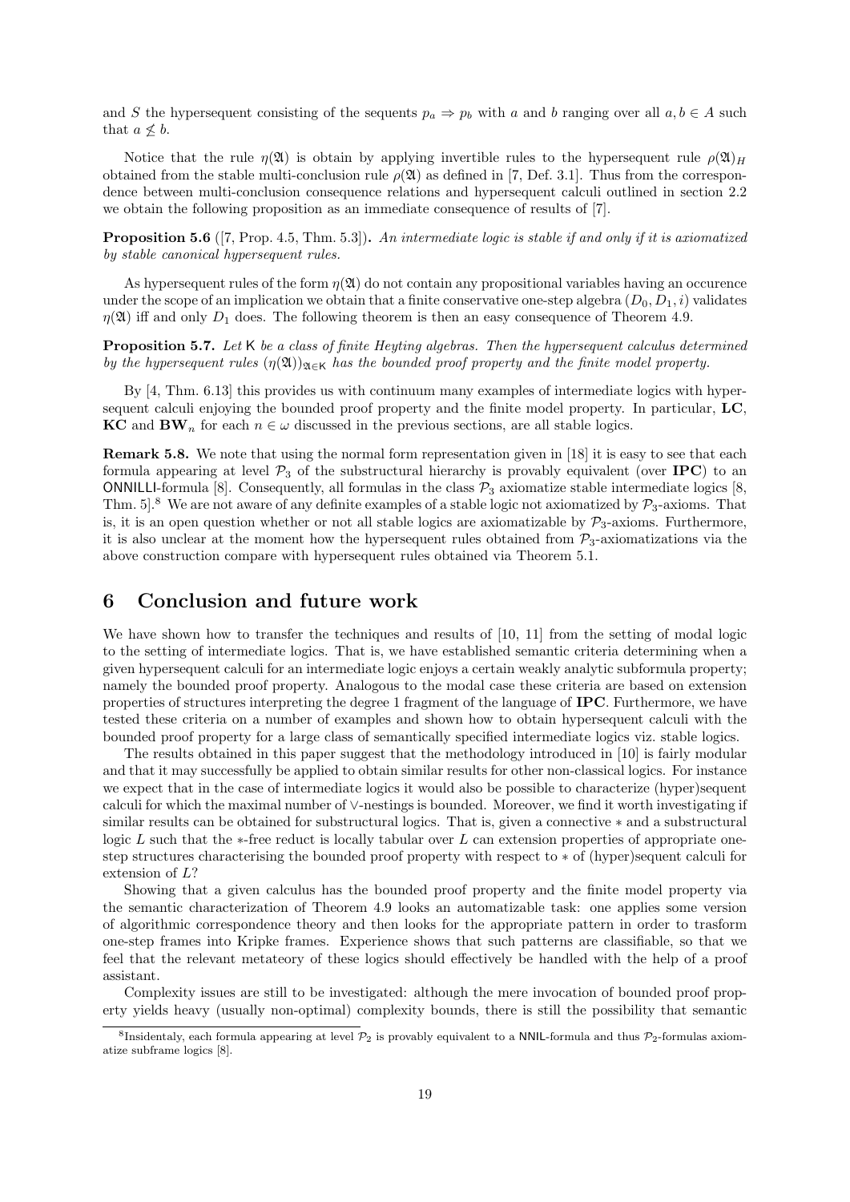and $S$ the hypersequent consisting of the sequents $p_a \Rightarrow p_b$ with $a$ and $b$ ranging over all $a, b \in A$ such that $a \not\leq b$.

Notice that the rule $\eta(\mathfrak{A})$ is obtain by applying invertible rules to the hypersequent rule $\rho(\mathfrak{A})_H$ obtained from the stable multi-conclusion rule $\rho(\mathfrak{A})$ as defined in [7, Def. 3.1]. Thus from the correspondence between multi-conclusion consequence relations and hypersequent calculi outlined in section 2.2 we obtain the following proposition as an immediate consequence of results of [7].

**Proposition 5.6** ([7, Prop. 4.5, Thm. 5.3])**.** *An intermediate logic is stable if and only if it is axiomatized by stable canonical hypersequent rules.*

As hypersequent rules of the form $\eta(\mathfrak{A})$ do not contain any propositional variables having an occurence under the scope of an implication we obtain that a finite conservative one-step algebra $(D_0, D_1, i)$ validates $\eta(\mathfrak{A})$ iff and only $D_1$ does. The following theorem is then an easy consequence of Theorem 4.9.

**Proposition 5.7.** *Let* $\mathsf{K}$ *be a class of finite Heyting algebras. Then the hypersequent calculus determined by the hypersequent rules* $(\eta(\mathfrak{A}))_{\mathfrak{A} \in \mathsf{K}}$ *has the bounded proof property and the finite model property.*

By [4, Thm. 6.13] this provides us with continuum many examples of intermediate logics with hypersequent calculi enjoying the bounded proof property and the finite model property. In particular, **LC**, **KC** and $\mathbf{BW}_n$ for each $n \in \omega$ discussed in the previous sections, are all stable logics.

**Remark 5.8.** We note that using the normal form representation given in [18] it is easy to see that each formula appearing at level $\mathcal{P}_3$ of the substructural hierarchy is provably equivalent (over **IPC**) to an $\mathsf{ONNILLI}$-formula [8]. Consequently, all formulas in the class $\mathcal{P}_3$ axiomatize stable intermediate logics [8, Thm. 5].[8] We are not aware of any definite examples of a stable logic not axiomatized by $\mathcal{P}_3$-axioms. That is, it is an open question whether or not all stable logics are axiomatizable by $\mathcal{P}_3$-axioms. Furthermore, it is also unclear at the moment how the hypersequent rules obtained from $\mathcal{P}_3$-axiomatizations via the above construction compare with hypersequent rules obtained via Theorem 5.1.

# 6 Conclusion and future work

We have shown how to transfer the techniques and results of [10, 11] from the setting of modal logic to the setting of intermediate logics. That is, we have established semantic criteria determining when a given hypersequent calculi for an intermediate logic enjoys a certain weakly analytic subformula property; namely the bounded proof property. Analogous to the modal case these criteria are based on extension properties of structures interpreting the degree 1 fragment of the language of **IPC**. Furthermore, we have tested these criteria on a number of examples and shown how to obtain hypersequent calculi with the bounded proof property for a large class of semantically specified intermediate logics viz. stable logics.

The results obtained in this paper suggest that the methodology introduced in [10] is fairly modular and that it may successfully be applied to obtain similar results for other non-classical logics. For instance we expect that in the case of intermediate logics it would also be possible to characterize (hyper)sequent calculi for which the maximal number of $\vee$-nestings is bounded. Moreover, we find it worth investigating if similar results can be obtained for substructural logics. That is, given a connective $*$ and a substructural logic $L$ such that the $*$-free reduct is locally tabular over $L$ can extension properties of appropriate one-step structures characterising the bounded proof property with respect to $*$ of (hyper)sequent calculi for extension of $L$?

Showing that a given calculus has the bounded proof property and the finite model property via the semantic characterization of Theorem 4.9 looks an automatizable task: one applies some version of algorithmic correspondence theory and then looks for the appropriate pattern in order to trasform one-step frames into Kripke frames. Experience shows that such patterns are classifiable, so that we feel that the relevant metateory of these logics should effectively be handled with the help of a proof assistant.

Complexity issues are still to be investigated: although the mere invocation of bounded proof property yields heavy (usually non-optimal) complexity bounds, there is still the possibility that semantic

[8] Insidentaly, each formula appearing at level $\mathcal{P}_2$ is provably equivalent to a $\mathsf{NNIL}$-formula and thus $\mathcal{P}_2$-formulas axiomatize subframe logics [8].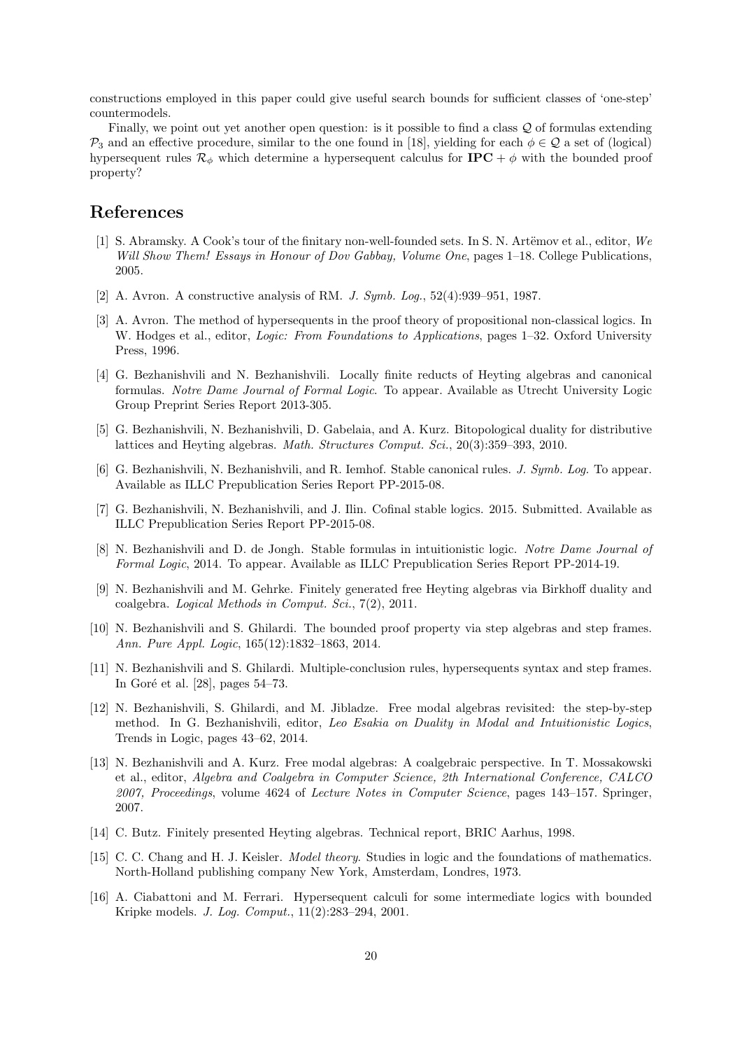constructions employed in this paper could give useful search bounds for sufficient classes of 'one-step' countermodels.

Finally, we point out yet another open question: is it possible to find a class $\mathcal{Q}$ of formulas extending $\mathcal{P}_3$ and an effective procedure, similar to the one found in [18], yielding for each $\phi \in \mathcal{Q}$ a set of (logical) hypersequent rules $\mathcal{R}_\phi$ which determine a hypersequent calculus for $\mathbf{IPC} + \phi$ with the bounded proof property?

# References

[1] S. Abramsky. A Cook's tour of the finitary non-well-founded sets. In S. N. Artëmov et al., editor, *We Will Show Them! Essays in Honour of Dov Gabbay, Volume One*, pages 1–18. College Publications, 2005.

[2] A. Avron. A constructive analysis of RM. *J. Symb. Log.*, 52(4):939–951, 1987.

[3] A. Avron. The method of hypersequents in the proof theory of propositional non-classical logics. In W. Hodges et al., editor, *Logic: From Foundations to Applications*, pages 1–32. Oxford University Press, 1996.

[4] G. Bezhanishvili and N. Bezhanishvili. Locally finite reducts of Heyting algebras and canonical formulas. *Notre Dame Journal of Formal Logic*. To appear. Available as Utrecht University Logic Group Preprint Series Report 2013-305.

[5] G. Bezhanishvili, N. Bezhanishvili, D. Gabelaia, and A. Kurz. Bitopological duality for distributive lattices and Heyting algebras. *Math. Structures Comput. Sci.*, 20(3):359–393, 2010.

[6] G. Bezhanishvili, N. Bezhanishvili, and R. Iemhof. Stable canonical rules. *J. Symb. Log.* To appear. Available as ILLC Prepublication Series Report PP-2015-08.

[7] G. Bezhanishvili, N. Bezhanishvili, and J. Ilin. Cofinal stable logics. 2015. Submitted. Available as ILLC Prepublication Series Report PP-2015-08.

[8] N. Bezhanishvili and D. de Jongh. Stable formulas in intuitionistic logic. *Notre Dame Journal of Formal Logic*, 2014. To appear. Available as ILLC Prepublication Series Report PP-2014-19.

[9] N. Bezhanishvili and M. Gehrke. Finitely generated free Heyting algebras via Birkhoff duality and coalgebra. *Logical Methods in Comput. Sci.*, 7(2), 2011.

[10] N. Bezhanishvili and S. Ghilardi. The bounded proof property via step algebras and step frames. *Ann. Pure Appl. Logic*, 165(12):1832–1863, 2014.

[11] N. Bezhanishvili and S. Ghilardi. Multiple-conclusion rules, hypersequents syntax and step frames. In Goré et al. [28], pages 54–73.

[12] N. Bezhanishvili, S. Ghilardi, and M. Jibladze. Free modal algebras revisited: the step-by-step method. In G. Bezhanishvili, editor, *Leo Esakia on Duality in Modal and Intuitionistic Logics*, Trends in Logic, pages 43–62, 2014.

[13] N. Bezhanishvili and A. Kurz. Free modal algebras: A coalgebraic perspective. In T. Mossakowski et al., editor, *Algebra and Coalgebra in Computer Science, 2th International Conference, CALCO 2007, Proceedings*, volume 4624 of *Lecture Notes in Computer Science*, pages 143–157. Springer, 2007.

[14] C. Butz. Finitely presented Heyting algebras. Technical report, BRIC Aarhus, 1998.

[15] C. C. Chang and H. J. Keisler. *Model theory*. Studies in logic and the foundations of mathematics. North-Holland publishing company New York, Amsterdam, Londres, 1973.

[16] A. Ciabattoni and M. Ferrari. Hypersequent calculi for some intermediate logics with bounded Kripke models. *J. Log. Comput.*, 11(2):283–294, 2001.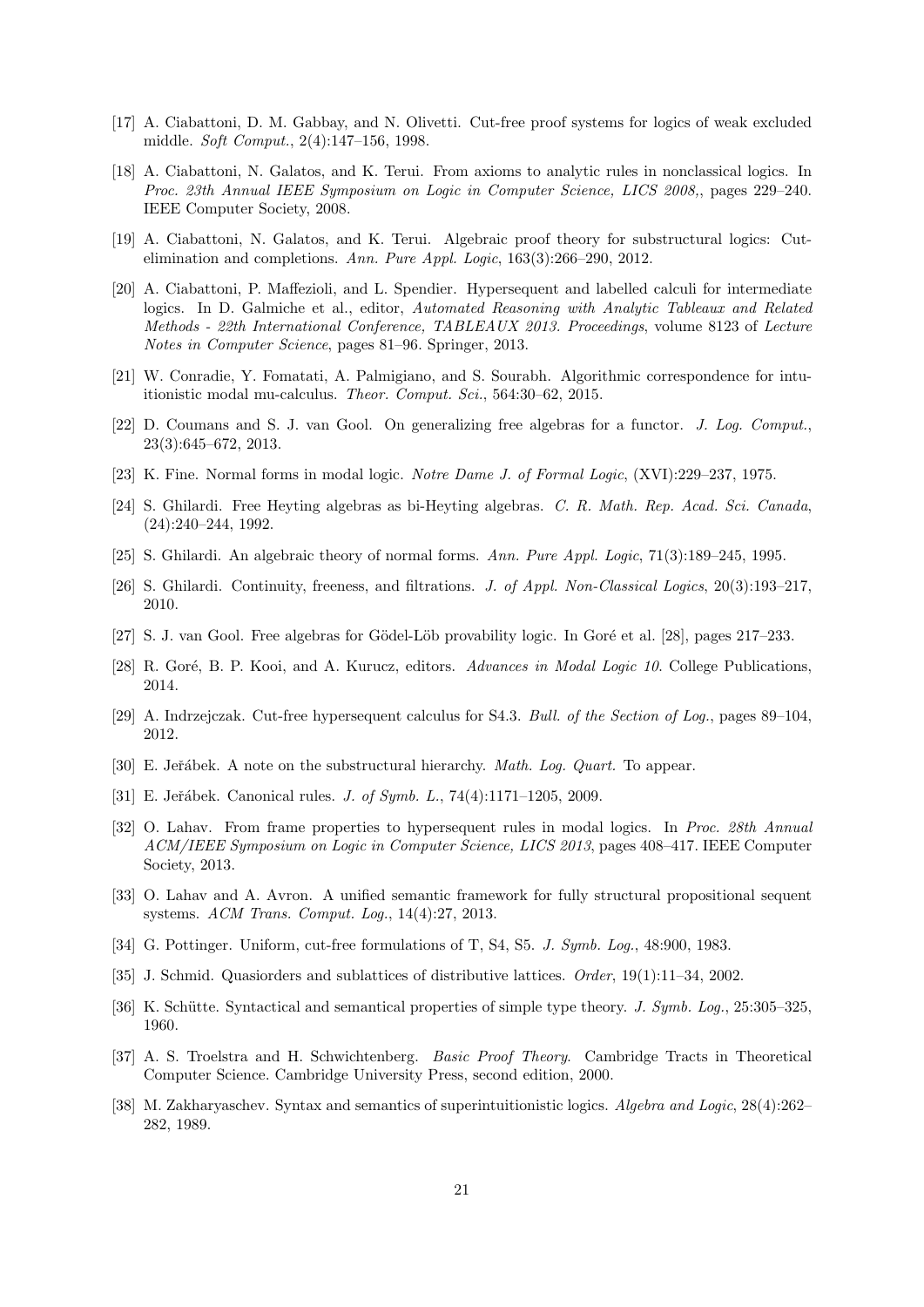[17] A. Ciabattoni, D. M. Gabbay, and N. Olivetti. Cut-free proof systems for logics of weak excluded middle. *Soft Comput.*, 2(4):147–156, 1998.

[18] A. Ciabattoni, N. Galatos, and K. Terui. From axioms to analytic rules in nonclassical logics. In *Proc. 23th Annual IEEE Symposium on Logic in Computer Science, LICS 2008,*, pages 229–240. IEEE Computer Society, 2008.

[19] A. Ciabattoni, N. Galatos, and K. Terui. Algebraic proof theory for substructural logics: Cut-elimination and completions. *Ann. Pure Appl. Logic*, 163(3):266–290, 2012.

[20] A. Ciabattoni, P. Maffezioli, and L. Spendier. Hypersequent and labelled calculi for intermediate logics. In D. Galmiche et al., editor, *Automated Reasoning with Analytic Tableaux and Related Methods - 22th International Conference, TABLEAUX 2013. Proceedings*, volume 8123 of *Lecture Notes in Computer Science*, pages 81–96. Springer, 2013.

[21] W. Conradie, Y. Fomatati, A. Palmigiano, and S. Sourabh. Algorithmic correspondence for intuitionistic modal mu-calculus. *Theor. Comput. Sci.*, 564:30–62, 2015.

[22] D. Coumans and S. J. van Gool. On generalizing free algebras for a functor. *J. Log. Comput.*, 23(3):645–672, 2013.

[23] K. Fine. Normal forms in modal logic. *Notre Dame J. of Formal Logic*, (XVI):229–237, 1975.

[24] S. Ghilardi. Free Heyting algebras as bi-Heyting algebras. *C. R. Math. Rep. Acad. Sci. Canada*, (24):240–244, 1992.

[25] S. Ghilardi. An algebraic theory of normal forms. *Ann. Pure Appl. Logic*, 71(3):189–245, 1995.

[26] S. Ghilardi. Continuity, freeness, and filtrations. *J. of Appl. Non-Classical Logics*, 20(3):193–217, 2010.

[27] S. J. van Gool. Free algebras for Gödel-Löb provability logic. In Goré et al. [28], pages 217–233.

[28] R. Goré, B. P. Kooi, and A. Kurucz, editors. *Advances in Modal Logic 10*. College Publications, 2014.

[29] A. Indrzejczak. Cut-free hypersequent calculus for S4.3. *Bull. of the Section of Log.*, pages 89–104, 2012.

[30] E. Jeřábek. A note on the substructural hierarchy. *Math. Log. Quart.* To appear.

[31] E. Jeřábek. Canonical rules. *J. of Symb. L.*, 74(4):1171–1205, 2009.

[32] O. Lahav. From frame properties to hypersequent rules in modal logics. In *Proc. 28th Annual ACM/IEEE Symposium on Logic in Computer Science, LICS 2013*, pages 408–417. IEEE Computer Society, 2013.

[33] O. Lahav and A. Avron. A unified semantic framework for fully structural propositional sequent systems. *ACM Trans. Comput. Log.*, 14(4):27, 2013.

[34] G. Pottinger. Uniform, cut-free formulations of T, S4, S5. *J. Symb. Log.*, 48:900, 1983.

[35] J. Schmid. Quasiorders and sublattices of distributive lattices. *Order*, 19(1):11–34, 2002.

[36] K. Schütte. Syntactical and semantical properties of simple type theory. *J. Symb. Log.*, 25:305–325, 1960.

[37] A. S. Troelstra and H. Schwichtenberg. *Basic Proof Theory*. Cambridge Tracts in Theoretical Computer Science. Cambridge University Press, second edition, 2000.

[38] M. Zakharyaschev. Syntax and semantics of superintuitionistic logics. *Algebra and Logic*, 28(4):262–282, 1989.